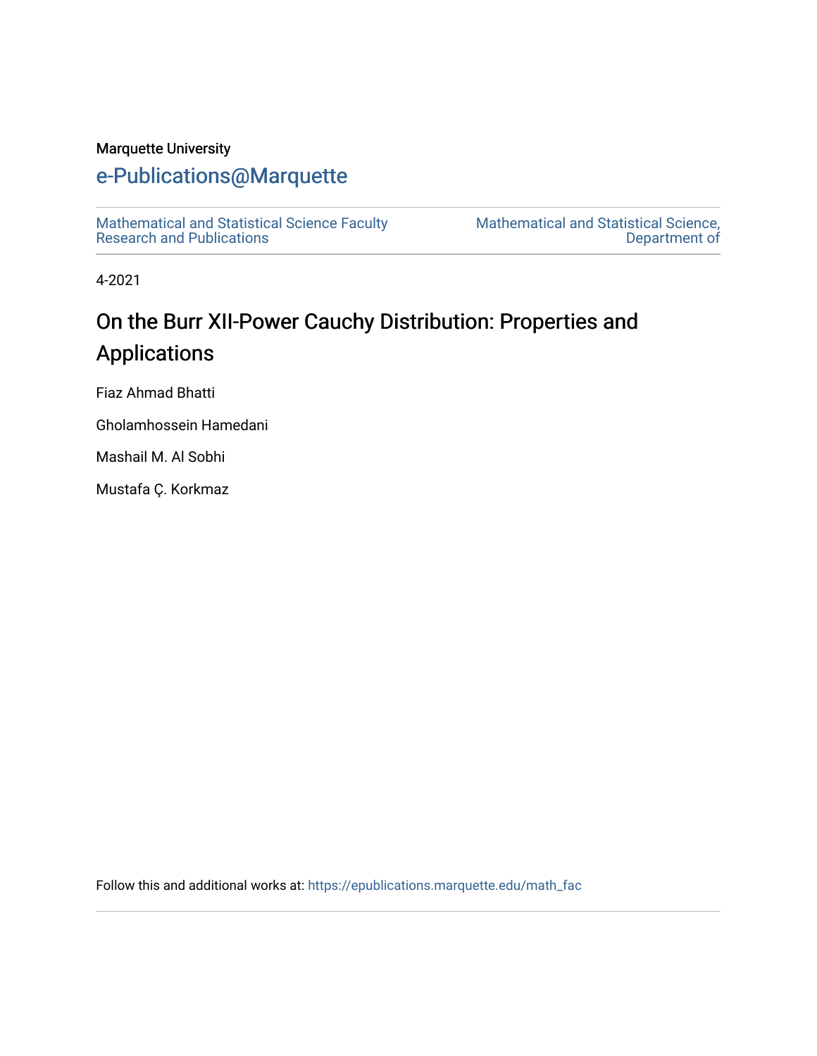Marquette University

# e-Publications@Marquette

Mathematical and Statistical Science Faculty Research and Publications

Mathematical and Statistical Science, Department of

4-2021

# On the Burr XII-Power Cauchy Distribution: Properties and Applications

Fiaz Ahmad Bhatti

Gholamhossein Hamedani

Mashail M. Al Sobhi

Mustafa Ç. Korkmaz

Follow this and additional works at: https://epublications.marquette.edu/math_fac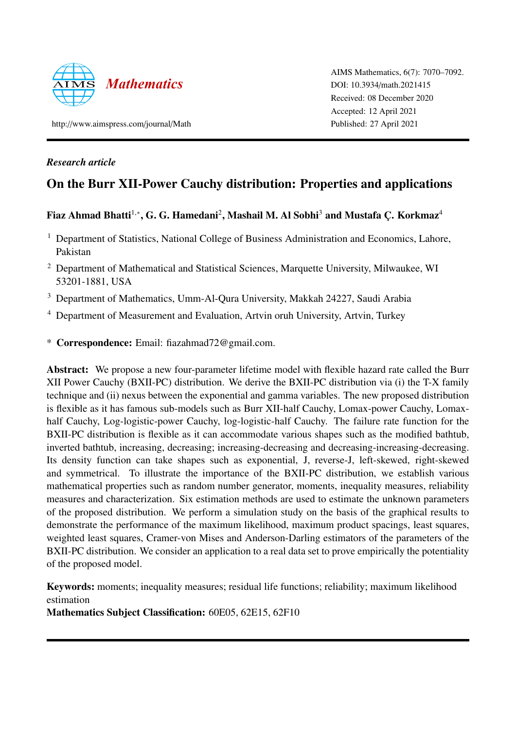**Research article**

# On the Burr XII-Power Cauchy distribution: Properties and applications

**Fiaz Ahmad Bhatti**[1,*], **G. G. Hamedani**[2], **Mashail M. Al Sobhi**[3] **and Mustafa Ç. Korkmaz**[4]

[1] Department of Statistics, National College of Business Administration and Economics, Lahore, Pakistan

[2] Department of Mathematical and Statistical Sciences, Marquette University, Milwaukee, WI 53201-1881, USA

[3] Department of Mathematics, Umm-Al-Qura University, Makkah 24227, Saudi Arabia

[4] Department of Measurement and Evaluation, Artvin oruh University, Artvin, Turkey

\* **Correspondence:** Email: fiazahmad72@gmail.com.

**Abstract:** We propose a new four-parameter lifetime model with flexible hazard rate called the Burr XII Power Cauchy (BXII-PC) distribution. We derive the BXII-PC distribution via (i) the T-X family technique and (ii) nexus between the exponential and gamma variables. The new proposed distribution is flexible as it has famous sub-models such as Burr XII-half Cauchy, Lomax-power Cauchy, Lomax-half Cauchy, Log-logistic-power Cauchy, log-logistic-half Cauchy. The failure rate function for the BXII-PC distribution is flexible as it can accommodate various shapes such as the modified bathtub, inverted bathtub, increasing, decreasing; increasing-decreasing and decreasing-increasing-decreasing. Its density function can take shapes such as exponential, J, reverse-J, left-skewed, right-skewed and symmetrical. To illustrate the importance of the BXII-PC distribution, we establish various mathematical properties such as random number generator, moments, inequality measures, reliability measures and characterization. Six estimation methods are used to estimate the unknown parameters of the proposed distribution. We perform a simulation study on the basis of the graphical results to demonstrate the performance of the maximum likelihood, maximum product spacings, least squares, weighted least squares, Cramer-von Mises and Anderson-Darling estimators of the parameters of the BXII-PC distribution. We consider an application to a real data set to prove empirically the potentiality of the proposed model.

**Keywords:** moments; inequality measures; residual life functions; reliability; maximum likelihood estimation

**Mathematics Subject Classification:** 60E05, 62E15, 62F10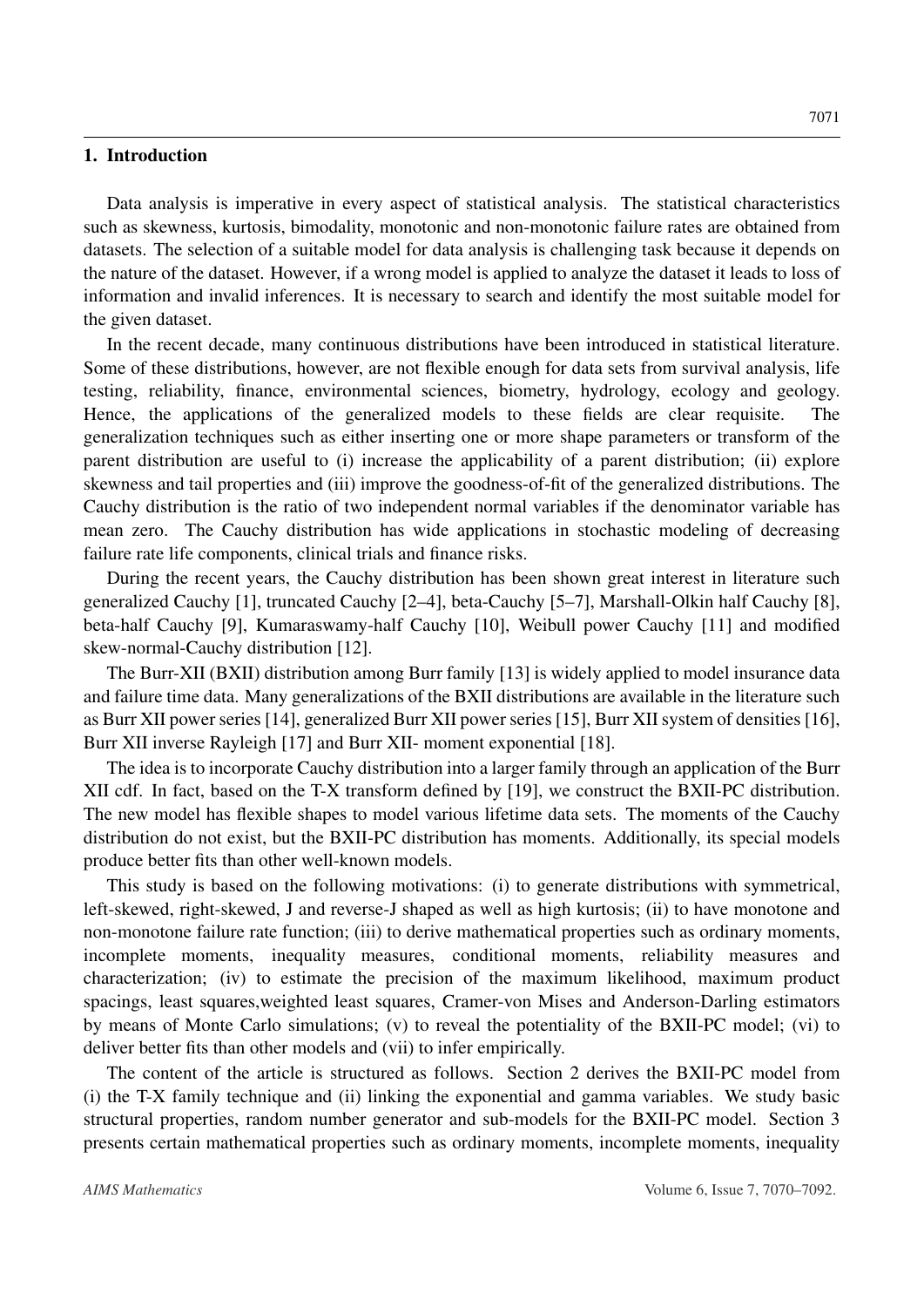## 1. Introduction

Data analysis is imperative in every aspect of statistical analysis. The statistical characteristics such as skewness, kurtosis, bimodality, monotonic and non-monotonic failure rates are obtained from datasets. The selection of a suitable model for data analysis is challenging task because it depends on the nature of the dataset. However, if a wrong model is applied to analyze the dataset it leads to loss of information and invalid inferences. It is necessary to search and identify the most suitable model for the given dataset.

In the recent decade, many continuous distributions have been introduced in statistical literature. Some of these distributions, however, are not flexible enough for data sets from survival analysis, life testing, reliability, finance, environmental sciences, biometry, hydrology, ecology and geology. Hence, the applications of the generalized models to these fields are clear requisite. The generalization techniques such as either inserting one or more shape parameters or transform of the parent distribution are useful to (i) increase the applicability of a parent distribution; (ii) explore skewness and tail properties and (iii) improve the goodness-of-fit of the generalized distributions. The Cauchy distribution is the ratio of two independent normal variables if the denominator variable has mean zero. The Cauchy distribution has wide applications in stochastic modeling of decreasing failure rate life components, clinical trials and finance risks.

During the recent years, the Cauchy distribution has been shown great interest in literature such generalized Cauchy [1], truncated Cauchy [2–4], beta-Cauchy [5–7], Marshall-Olkin half Cauchy [8], beta-half Cauchy [9], Kumaraswamy-half Cauchy [10], Weibull power Cauchy [11] and modified skew-normal-Cauchy distribution [12].

The Burr-XII (BXII) distribution among Burr family [13] is widely applied to model insurance data and failure time data. Many generalizations of the BXII distributions are available in the literature such as Burr XII power series [14], generalized Burr XII power series [15], Burr XII system of densities [16], Burr XII inverse Rayleigh [17] and Burr XII- moment exponential [18].

The idea is to incorporate Cauchy distribution into a larger family through an application of the Burr XII cdf. In fact, based on the T-X transform defined by [19], we construct the BXII-PC distribution. The new model has flexible shapes to model various lifetime data sets. The moments of the Cauchy distribution do not exist, but the BXII-PC distribution has moments. Additionally, its special models produce better fits than other well-known models.

This study is based on the following motivations: (i) to generate distributions with symmetrical, left-skewed, right-skewed, J and reverse-J shaped as well as high kurtosis; (ii) to have monotone and non-monotone failure rate function; (iii) to derive mathematical properties such as ordinary moments, incomplete moments, inequality measures, conditional moments, reliability measures and characterization; (iv) to estimate the precision of the maximum likelihood, maximum product spacings, least squares,weighted least squares, Cramer-von Mises and Anderson-Darling estimators by means of Monte Carlo simulations; (v) to reveal the potentiality of the BXII-PC model; (vi) to deliver better fits than other models and (vii) to infer empirically.

The content of the article is structured as follows. Section 2 derives the BXII-PC model from (i) the T-X family technique and (ii) linking the exponential and gamma variables. We study basic structural properties, random number generator and sub-models for the BXII-PC model. Section 3 presents certain mathematical properties such as ordinary moments, incomplete moments, inequality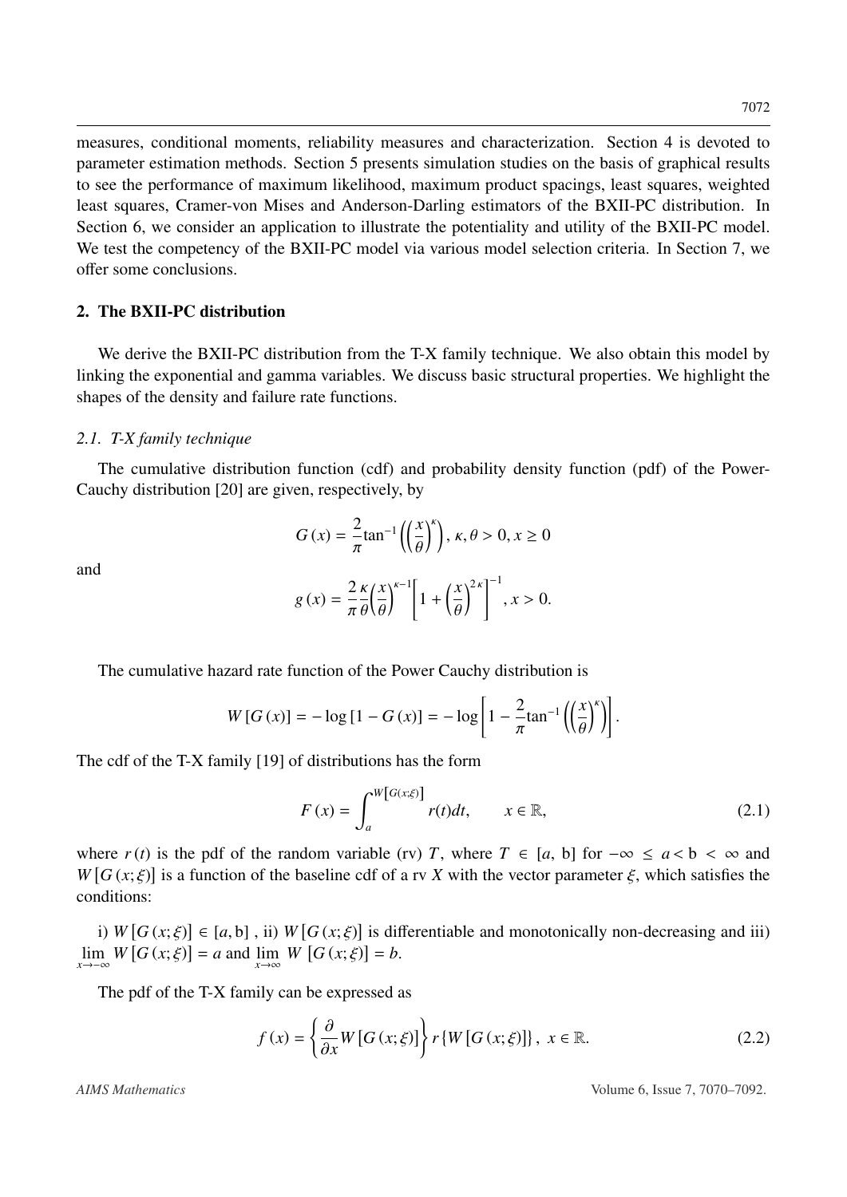measures, conditional moments, reliability measures and characterization. Section 4 is devoted to parameter estimation methods. Section 5 presents simulation studies on the basis of graphical results to see the performance of maximum likelihood, maximum product spacings, least squares, weighted least squares, Cramer-von Mises and Anderson-Darling estimators of the BXII-PC distribution. In Section 6, we consider an application to illustrate the potentiality and utility of the BXII-PC model. We test the competency of the BXII-PC model via various model selection criteria. In Section 7, we offer some conclusions.

## 2. The BXII-PC distribution

We derive the BXII-PC distribution from the T-X family technique. We also obtain this model by linking the exponential and gamma variables. We discuss basic structural properties. We highlight the shapes of the density and failure rate functions.

### 2.1. T-X family technique

The cumulative distribution function (cdf) and probability density function (pdf) of the Power-Cauchy distribution [20] are given, respectively, by

$$G(x) = \frac{2}{\pi}\tan^{-1}\left(\left(\frac{x}{\theta}\right)^{\kappa}\right),\ \kappa, \theta > 0, x \geq 0$$

and

$$g(x) = \frac{2}{\pi}\frac{\kappa}{\theta}\left(\frac{x}{\theta}\right)^{\kappa-1}\left[1 + \left(\frac{x}{\theta}\right)^{2\kappa}\right]^{-1}, x > 0.$$

The cumulative hazard rate function of the Power Cauchy distribution is

$$W[G(x)] = -\log[1 - G(x)] = -\log\left[1 - \frac{2}{\pi}\tan^{-1}\left(\left(\frac{x}{\theta}\right)^{\kappa}\right)\right].$$

The cdf of the T-X family [19] of distributions has the form

$$F(x) = \int_{a}^{W[G(x;\xi)]} r(t)dt, \qquad x \in \mathbb{R}, \tag{2.1}$$

where $r(t)$ is the pdf of the random variable (rv) $T$, where $T \in [a, \mathrm{b}]$ for $-\infty \leq a < \mathrm{b} < \infty$ and $W[G(x;\xi)]$ is a function of the baseline cdf of a rv $X$ with the vector parameter $\xi$, which satisfies the conditions:

i) $W[G(x;\xi)] \in [a, \mathrm{b}]$ , ii) $W[G(x;\xi)]$ is differentiable and monotonically non-decreasing and iii) $\lim_{x\to-\infty} W[G(x;\xi)] = a$ and $\lim_{x\to\infty} W[G(x;\xi)] = b$.

The pdf of the T-X family can be expressed as

$$f(x) = \left\{\frac{\partial}{\partial x}W[G(x;\xi)]\right\} r\{W[G(x;\xi)]\},\ x \in \mathbb{R}. \tag{2.2}$$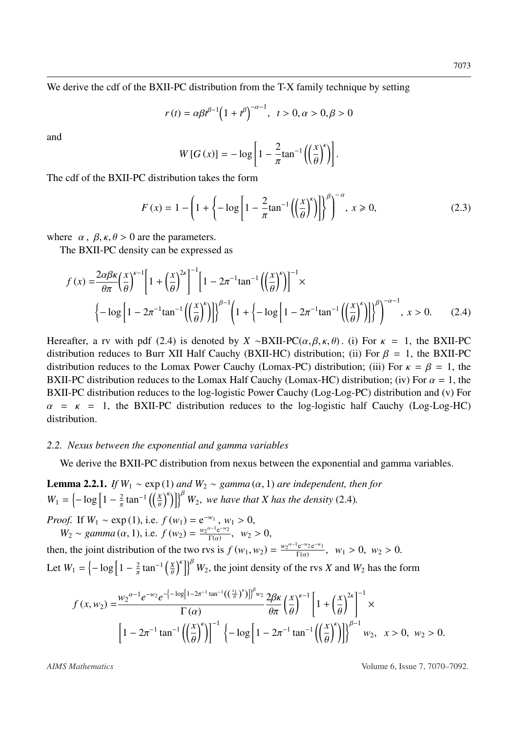We derive the cdf of the BXII-PC distribution from the T-X family technique by setting

$$r(t) = \alpha\beta t^{\beta-1}\left(1+t^{\beta}\right)^{-\alpha-1},\ \ t>0, \alpha>0, \beta>0$$

and

$$W[G(x)] = -\log\left[1-\frac{2}{\pi}\tan^{-1}\left(\left(\frac{x}{\theta}\right)^{\kappa}\right)\right].$$

The cdf of the BXII-PC distribution takes the form

$$F(x) = 1-\left(1+\left\{-\log\left[1-\frac{2}{\pi}\tan^{-1}\left(\left(\frac{x}{\theta}\right)^{\kappa}\right)\right]\right\}^{\beta}\right)^{-\alpha},\ x\geqslant 0, \tag{2.3}$$

where $\alpha,\ \beta,\kappa,\theta>0$ are the parameters.

The BXII-PC density can be expressed as

$$\begin{aligned} f(x) =& \frac{2\alpha\beta\kappa}{\theta\pi}\left(\frac{x}{\theta}\right)^{\kappa-1}\left[1+\left(\frac{x}{\theta}\right)^{2\kappa}\right]^{-1}\left[1-2\pi^{-1}\tan^{-1}\left(\left(\frac{x}{\theta}\right)^{\kappa}\right)\right]^{-1}\times \\ & \left\{-\log\left[1-2\pi^{-1}\tan^{-1}\left(\left(\frac{x}{\theta}\right)^{\kappa}\right)\right]\right\}^{\beta-1}\left(1+\left\{-\log\left[1-2\pi^{-1}\tan^{-1}\left(\left(\frac{x}{\theta}\right)^{\kappa}\right)\right]\right\}^{\beta}\right)^{-\alpha-1},\ x>0. \end{aligned} \tag{2.4}$$

Hereafter, a rv with pdf (2.4) is denoted by $X$ ~BXII-PC$(\alpha,\beta,\kappa,\theta)$. (i) For $\kappa = 1$, the BXII-PC distribution reduces to Burr XII Half Cauchy (BXII-HC) distribution; (ii) For $\beta = 1$, the BXII-PC distribution reduces to the Lomax Power Cauchy (Lomax-PC) distribution; (iii) For $\kappa = \beta = 1$, the BXII-PC distribution reduces to the Lomax Half Cauchy (Lomax-HC) distribution; (iv) For $\alpha = 1$, the BXII-PC distribution reduces to the log-logistic Power Cauchy (Log-Log-PC) distribution and (v) For $\alpha = \kappa = 1$, the BXII-PC distribution reduces to the log-logistic half Cauchy (Log-Log-HC) distribution.

### 2.2. Nexus between the exponential and gamma variables

We derive the BXII-PC distribution from nexus between the exponential and gamma variables.

**Lemma 2.2.1.** *If $W_1 \sim \exp(1)$ and $W_2 \sim gamma(\alpha, 1)$ are independent, then for $W_1 = \left\{-\log\left[1-\frac{2}{\pi}\tan^{-1}\left(\left(\frac{X}{\theta}\right)^{\kappa}\right)\right]\right\}^{\beta}W_2$, we have that X has the density* (2.4)*.*

*Proof.* If $W_1 \sim \exp(1)$, i.e. $f(w_1) = e^{-w_1}$, $w_1>0$,
$W_2 \sim gamma(\alpha,1)$, i.e. $f(w_2) = \frac{w_2{}^{\alpha-1}e^{-w_2}}{\Gamma(\alpha)}$, $w_2>0$,
then, the joint distribution of the two rvs is $f(w_1,w_2) = \frac{w_2{}^{\alpha-1}e^{-w_2}e^{-w_1}}{\Gamma(\alpha)}$, $w_1>0$, $w_2>0$.
Let $W_1 = \left\{-\log\left[1-\frac{2}{\pi}\tan^{-1}\left(\frac{X}{\theta}\right)^{\kappa}\right]\right\}^{\beta}W_2$, the joint density of the rvs $X$ and $W_2$ has the form

$$\begin{aligned} f(x,w_2) =& \frac{w_2{}^{\alpha-1}e^{-w_2}e^{-\left\{-\log\left[1-2\pi^{-1}\tan^{-1}\left(\left(\frac{x_1}{\theta}\right)^{\kappa}\right)\right]\right\}^{\beta}w_2}}{\Gamma(\alpha)}\frac{2\beta\kappa}{\theta\pi}\left(\frac{x}{\theta}\right)^{\kappa-1}\left[1+\left(\frac{x}{\theta}\right)^{2\kappa}\right]^{-1}\times \\ & \left[1-2\pi^{-1}\tan^{-1}\left(\left(\frac{x}{\theta}\right)^{\kappa}\right)\right]^{-1}\left\{-\log\left[1-2\pi^{-1}\tan^{-1}\left(\left(\frac{x}{\theta}\right)^{\kappa}\right)\right]\right\}^{\beta-1}w_2,\ \ x>0,\ w_2>0. \end{aligned}$$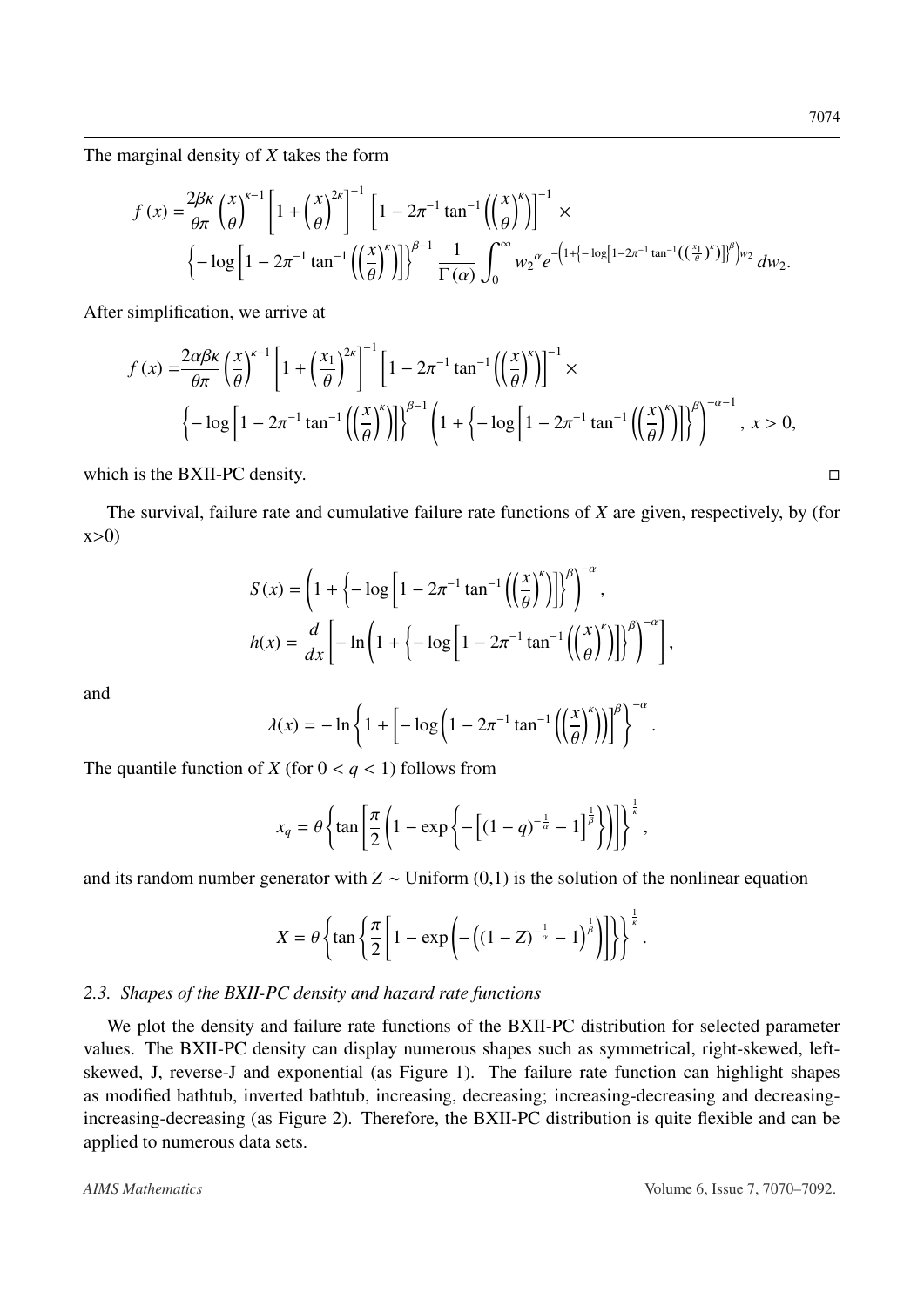The marginal density of $X$ takes the form

$$
\begin{aligned}
f(x) =& \frac{2\beta\kappa}{\theta\pi}\left(\frac{x}{\theta}\right)^{\kappa-1}\left[1+\left(\frac{x}{\theta}\right)^{2\kappa}\right]^{-1}\left[1-2\pi^{-1}\tan^{-1}\left(\left(\frac{x}{\theta}\right)^{\kappa}\right)\right]^{-1}\times \\
&\left\{-\log\left[1-2\pi^{-1}\tan^{-1}\left(\left(\frac{x}{\theta}\right)^{\kappa}\right)\right]\right\}^{\beta-1}\frac{1}{\Gamma(\alpha)}\int_0^{\infty} {w_2}^{\alpha} e^{-\left(1+\left\{-\log\left[1-2\pi^{-1}\tan^{-1}\left(\left(\frac{x_1}{\theta}\right)^{\kappa}\right)\right]\right\}^{\beta}\right)w_2}\, dw_2.
\end{aligned}
$$

After simplification, we arrive at

$$
\begin{aligned}
f(x) =& \frac{2\alpha\beta\kappa}{\theta\pi}\left(\frac{x}{\theta}\right)^{\kappa-1}\left[1+\left(\frac{x_1}{\theta}\right)^{2\kappa}\right]^{-1}\left[1-2\pi^{-1}\tan^{-1}\left(\left(\frac{x}{\theta}\right)^{\kappa}\right)\right]^{-1}\times \\
&\left\{-\log\left[1-2\pi^{-1}\tan^{-1}\left(\left(\frac{x}{\theta}\right)^{\kappa}\right)\right]\right\}^{\beta-1}\left(1+\left\{-\log\left[1-2\pi^{-1}\tan^{-1}\left(\left(\frac{x}{\theta}\right)^{\kappa}\right)\right]\right\}^{\beta}\right)^{-\alpha-1},\ x>0,
\end{aligned}
$$

which is the BXII-PC density. □

The survival, failure rate and cumulative failure rate functions of $X$ are given, respectively, by (for x>0)

$$
\begin{aligned}
S(x) &= \left(1+\left\{-\log\left[1-2\pi^{-1}\tan^{-1}\left(\left(\frac{x}{\theta}\right)^{\kappa}\right)\right]\right\}^{\beta}\right)^{-\alpha}, \\
h(x) &= \frac{d}{dx}\left[-\ln\left(1+\left\{-\log\left[1-2\pi^{-1}\tan^{-1}\left(\left(\frac{x}{\theta}\right)^{\kappa}\right)\right]\right\}^{\beta}\right)^{-\alpha}\right],
\end{aligned}
$$

and

$$
\lambda(x) = -\ln\left\{1+\left[-\log\left(1-2\pi^{-1}\tan^{-1}\left(\left(\frac{x}{\theta}\right)^{\kappa}\right)\right)\right]^{\beta}\right\}^{-\alpha}.
$$

The quantile function of $X$ (for $0<q<1$) follows from

$$
x_q = \theta\left\{\tan\left[\frac{\pi}{2}\left(1-\exp\left\{-\left[(1-q)^{-\frac{1}{\alpha}}-1\right]^{\frac{1}{\beta}}\right\}\right)\right]\right\}^{\frac{1}{\kappa}},
$$

and its random number generator with $Z\sim$ Uniform (0,1) is the solution of the nonlinear equation

$$
X = \theta\left\{\tan\left\{\frac{\pi}{2}\left[1-\exp\left(-\left((1-Z)^{-\frac{1}{\alpha}}-1\right)^{\frac{1}{\beta}}\right)\right]\right\}\right\}^{\frac{1}{\kappa}}.
$$

### 2.3. Shapes of the BXII-PC density and hazard rate functions

We plot the density and failure rate functions of the BXII-PC distribution for selected parameter values. The BXII-PC density can display numerous shapes such as symmetrical, right-skewed, left-skewed, J, reverse-J and exponential (as Figure 1). The failure rate function can highlight shapes as modified bathtub, inverted bathtub, increasing, decreasing; increasing-decreasing and decreasing-increasing-decreasing (as Figure 2). Therefore, the BXII-PC distribution is quite flexible and can be applied to numerous data sets.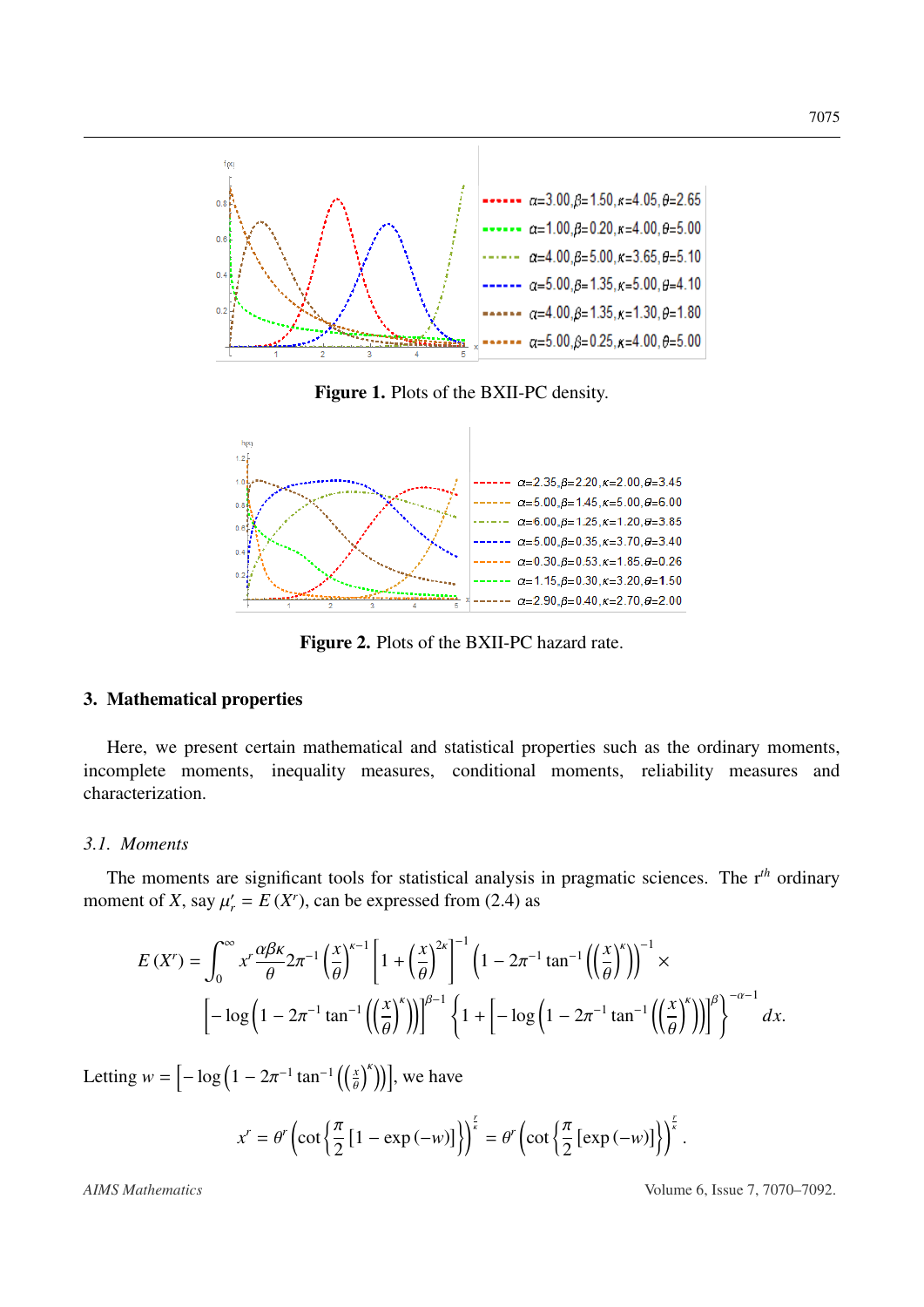**Figure 1.** Plots of the BXII-PC density.

**Figure 2.** Plots of the BXII-PC hazard rate.

## 3. Mathematical properties

Here, we present certain mathematical and statistical properties such as the ordinary moments, incomplete moments, inequality measures, conditional moments, reliability measures and characterization.

### 3.1. Moments

The moments are significant tools for statistical analysis in pragmatic sciences. The r$^{th}$ ordinary moment of $X$, say $\mu'_r = E(X^r)$, can be expressed from (2.4) as

$$E(X^r) = \int_0^\infty x^r \frac{\alpha\beta\kappa}{\theta} 2\pi^{-1} \left(\frac{x}{\theta}\right)^{\kappa-1} \left[1 + \left(\frac{x}{\theta}\right)^{2\kappa}\right]^{-1} \left(1 - 2\pi^{-1} \tan^{-1}\left(\left(\frac{x}{\theta}\right)^{\kappa}\right)\right)^{-1} \times$$
$$\left[-\log\left(1 - 2\pi^{-1} \tan^{-1}\left(\left(\frac{x}{\theta}\right)^{\kappa}\right)\right)\right]^{\beta-1} \left\{1 + \left[-\log\left(1 - 2\pi^{-1} \tan^{-1}\left(\left(\frac{x}{\theta}\right)^{\kappa}\right)\right)\right]^{\beta}\right\}^{-\alpha-1} dx.$$

Letting $w = \left[-\log\left(1 - 2\pi^{-1} \tan^{-1}\left(\left(\frac{x}{\theta}\right)^{\kappa}\right)\right)\right]$, we have

$$x^r = \theta^r \left(\cot\left\{\frac{\pi}{2}\left[1 - \exp(-w)\right]\right\}\right)^{\frac{r}{\kappa}} = \theta^r \left(\cot\left\{\frac{\pi}{2}\left[\exp(-w)\right]\right\}\right)^{\frac{r}{\kappa}}.$$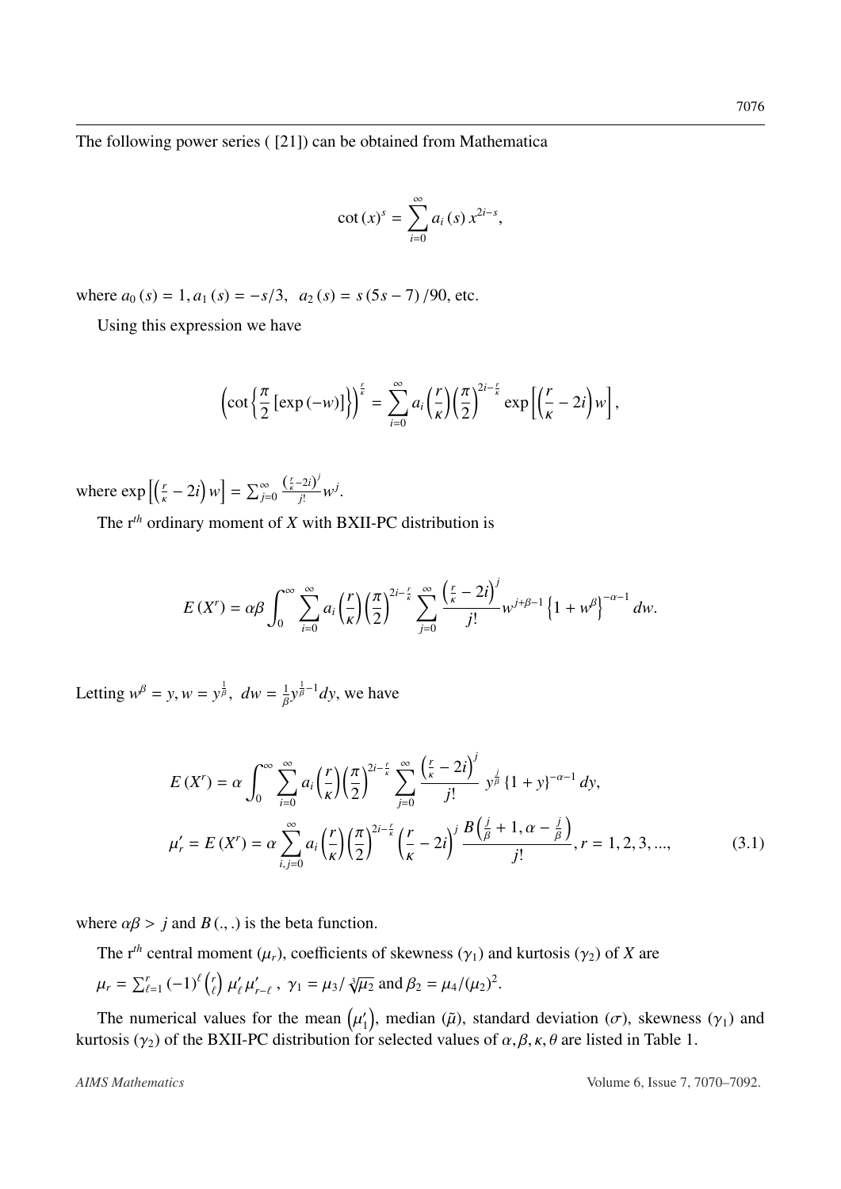The following power series ( [21]) can be obtained from Mathematica

$$\cot(x)^s = \sum_{i=0}^{\infty} a_i(s)\, x^{2i-s},$$

where $a_0(s) = 1, a_1(s) = -s/3, \;\; a_2(s) = s(5s-7)/90$, etc.

Using this expression we have

$$\left(\cot\left\{\frac{\pi}{2}\left[\exp(-w)\right]\right\}\right)^{\frac{r}{\kappa}} = \sum_{i=0}^{\infty} a_i\left(\frac{r}{\kappa}\right)\left(\frac{\pi}{2}\right)^{2i-\frac{r}{\kappa}} \exp\left[\left(\frac{r}{\kappa}-2i\right)w\right],$$

where $\exp\left[\left(\frac{r}{\kappa}-2i\right)w\right] = \sum_{j=0}^{\infty} \frac{\left(\frac{r}{\kappa}-2i\right)^j}{j!} w^j$.

The r$^{th}$ ordinary moment of $X$ with BXII-PC distribution is

$$E(X^r) = \alpha\beta \int_0^{\infty} \sum_{i=0}^{\infty} a_i\left(\frac{r}{\kappa}\right)\left(\frac{\pi}{2}\right)^{2i-\frac{r}{\kappa}} \sum_{j=0}^{\infty} \frac{\left(\frac{r}{\kappa}-2i\right)^j}{j!} w^{j+\beta-1}\left\{1+w^{\beta}\right\}^{-\alpha-1} dw.$$

Letting $w^{\beta} = y, w = y^{\frac{1}{\beta}}, \; dw = \frac{1}{\beta} y^{\frac{1}{\beta}-1} dy$, we have

$$E(X^r) = \alpha \int_0^{\infty} \sum_{i=0}^{\infty} a_i\left(\frac{r}{\kappa}\right)\left(\frac{\pi}{2}\right)^{2i-\frac{r}{\kappa}} \sum_{j=0}^{\infty} \frac{\left(\frac{r}{\kappa}-2i\right)^j}{j!}\; y^{\frac{j}{\beta}} \left\{1+y\right\}^{-\alpha-1} dy,$$

$$\mu_r' = E(X^r) = \alpha \sum_{i,j=0}^{\infty} a_i\left(\frac{r}{\kappa}\right)\left(\frac{\pi}{2}\right)^{2i-\frac{r}{\kappa}} \left(\frac{r}{\kappa}-2i\right)^j \frac{B\left(\frac{j}{\beta}+1, \alpha-\frac{j}{\beta}\right)}{j!}, r = 1, 2, 3, ..., \tag{3.1}$$

where $\alpha\beta > j$ and $B(.,.)$ is the beta function.

The r$^{th}$ central moment ($\mu_r$), coefficients of skewness ($\gamma_1$) and kurtosis ($\gamma_2$) of $X$ are $\mu_r = \sum_{\ell=1}^{r} (-1)^{\ell} \binom{r}{\ell} \mu_{\ell}' \mu_{r-\ell}'$ , $\gamma_1 = \mu_3/\sqrt[3]{\mu_2}$ and $\beta_2 = \mu_4/(\mu_2)^2$.

The numerical values for the mean $\left(\mu_1'\right)$, median ($\tilde{\mu}$), standard deviation ($\sigma$), skewness ($\gamma_1$) and kurtosis ($\gamma_2$) of the BXII-PC distribution for selected values of $\alpha, \beta, \kappa, \theta$ are listed in Table 1.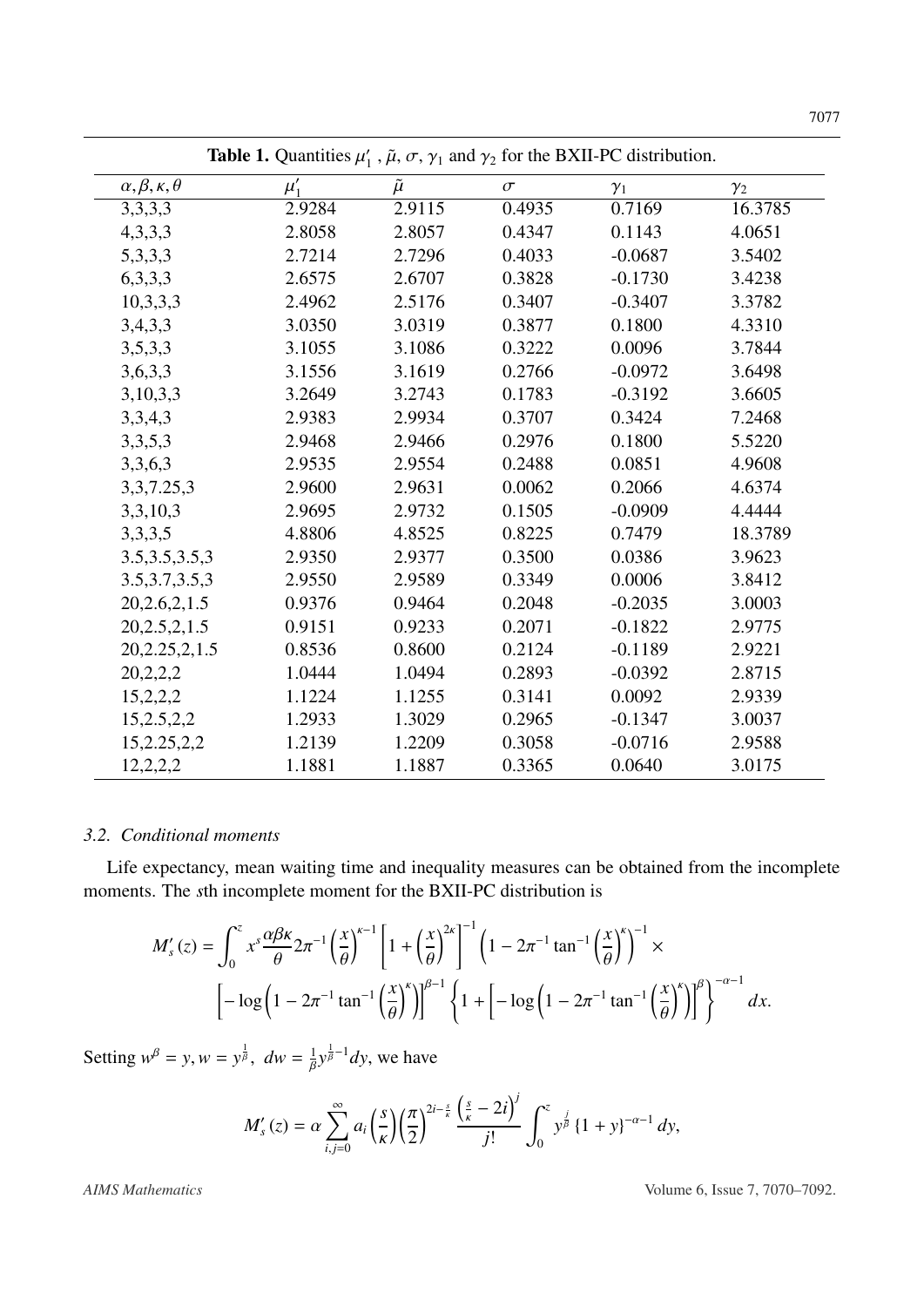**Table 1.** Quantities $\mu_1'$, $\tilde{\mu}$, $\sigma$, $\gamma_1$ and $\gamma_2$ for the BXII-PC distribution.

| $\alpha, \beta, \kappa, \theta$ | $\mu_1'$ | $\tilde{\mu}$ | $\sigma$ | $\gamma_1$ | $\gamma_2$ |
|---|---|---|---|---|---|
| 3,3,3,3 | 2.9284 | 2.9115 | 0.4935 | 0.7169 | 16.3785 |
| 4,3,3,3 | 2.8058 | 2.8057 | 0.4347 | 0.1143 | 4.0651 |
| 5,3,3,3 | 2.7214 | 2.7296 | 0.4033 | -0.0687 | 3.5402 |
| 6,3,3,3 | 2.6575 | 2.6707 | 0.3828 | -0.1730 | 3.4238 |
| 10,3,3,3 | 2.4962 | 2.5176 | 0.3407 | -0.3407 | 3.3782 |
| 3,4,3,3 | 3.0350 | 3.0319 | 0.3877 | 0.1800 | 4.3310 |
| 3,5,3,3 | 3.1055 | 3.1086 | 0.3222 | 0.0096 | 3.7844 |
| 3,6,3,3 | 3.1556 | 3.1619 | 0.2766 | -0.0972 | 3.6498 |
| 3,10,3,3 | 3.2649 | 3.2743 | 0.1783 | -0.3192 | 3.6605 |
| 3,3,4,3 | 2.9383 | 2.9934 | 0.3707 | 0.3424 | 7.2468 |
| 3,3,5,3 | 2.9468 | 2.9466 | 0.2976 | 0.1800 | 5.5220 |
| 3,3,6,3 | 2.9535 | 2.9554 | 0.2488 | 0.0851 | 4.9608 |
| 3,3,7.25,3 | 2.9600 | 2.9631 | 0.0062 | 0.2066 | 4.6374 |
| 3,3,10,3 | 2.9695 | 2.9732 | 0.1505 | -0.0909 | 4.4444 |
| 3,3,3,5 | 4.8806 | 4.8525 | 0.8225 | 0.7479 | 18.3789 |
| 3.5,3.5,3.5,3 | 2.9350 | 2.9377 | 0.3500 | 0.0386 | 3.9623 |
| 3.5,3.7,3.5,3 | 2.9550 | 2.9589 | 0.3349 | 0.0006 | 3.8412 |
| 20,2.6,2,1.5 | 0.9376 | 0.9464 | 0.2048 | -0.2035 | 3.0003 |
| 20,2.5,2,1.5 | 0.9151 | 0.9233 | 0.2071 | -0.1822 | 2.9775 |
| 20,2.25,2,1.5 | 0.8536 | 0.8600 | 0.2124 | -0.1189 | 2.9221 |
| 20,2,2,2 | 1.0444 | 1.0494 | 0.2893 | -0.0392 | 2.8715 |
| 15,2,2,2 | 1.1224 | 1.1255 | 0.3141 | 0.0092 | 2.9339 |
| 15,2.5,2,2 | 1.2933 | 1.3029 | 0.2965 | -0.1347 | 3.0037 |
| 15,2.25,2,2 | 1.2139 | 1.2209 | 0.3058 | -0.0716 | 2.9588 |
| 12,2,2,2 | 1.1881 | 1.1887 | 0.3365 | 0.0640 | 3.0175 |

### 3.2. Conditional moments

Life expectancy, mean waiting time and inequality measures can be obtained from the incomplete moments. The $s$th incomplete moment for the BXII-PC distribution is

$$M_s'(z) = \int_0^z x^s \frac{\alpha\beta\kappa}{\theta} 2\pi^{-1} \left(\frac{x}{\theta}\right)^{\kappa-1} \left[1 + \left(\frac{x}{\theta}\right)^{2\kappa}\right]^{-1} \left(1 - 2\pi^{-1} \tan^{-1}\left(\frac{x}{\theta}\right)^{\kappa}\right)^{-1} \times \left[-\log\left(1 - 2\pi^{-1} \tan^{-1}\left(\frac{x}{\theta}\right)^{\kappa}\right)\right]^{\beta-1} \left\{1 + \left[-\log\left(1 - 2\pi^{-1} \tan^{-1}\left(\frac{x}{\theta}\right)^{\kappa}\right)\right]^{\beta}\right\}^{-\alpha-1} dx.$$

Setting $w^\beta = y, w = y^{\frac{1}{\beta}},\ dw = \frac{1}{\beta} y^{\frac{1}{\beta}-1} dy$, we have

$$M_s'(z) = \alpha \sum_{i,j=0}^{\infty} a_i \left(\frac{s}{\kappa}\right) \left(\frac{\pi}{2}\right)^{2i-\frac{s}{\kappa}} \frac{\left(\frac{s}{\kappa} - 2i\right)^j}{j!} \int_0^z y^{\frac{j}{\beta}} \{1 + y\}^{-\alpha-1} dy,$$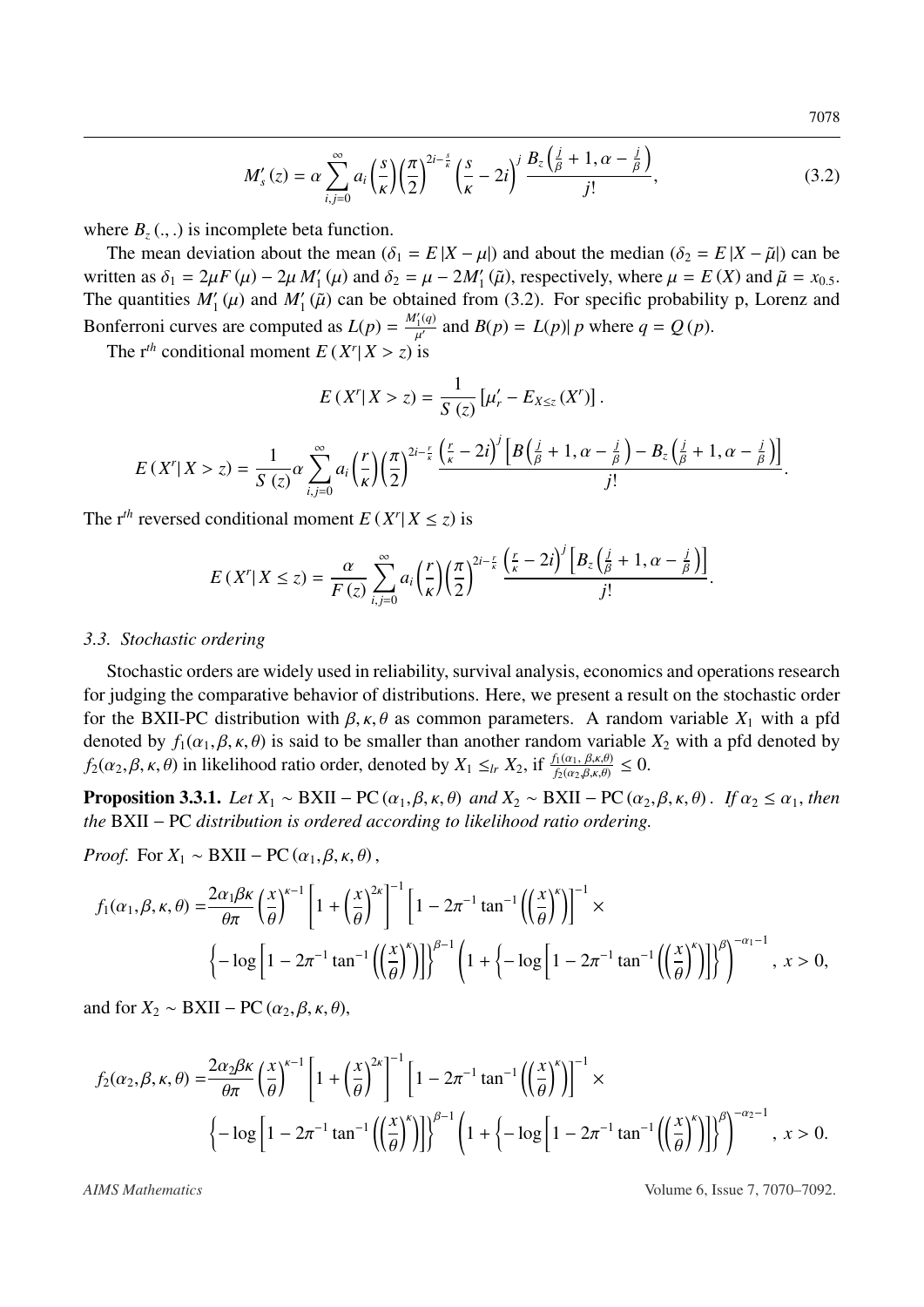$$M_s'(z) = \alpha \sum_{i,j=0}^{\infty} a_i \left(\frac{s}{\kappa}\right) \left(\frac{\pi}{2}\right)^{2i - \frac{s}{\kappa}} \left(\frac{s}{\kappa} - 2i\right)^j \frac{B_z\left(\frac{j}{\beta} + 1, \alpha - \frac{j}{\beta}\right)}{j!}, \tag{3.2}$$

where $B_z(.,.)$ is incomplete beta function.

The mean deviation about the mean ($\delta_1 = E|X - \mu|$) and about the median ($\delta_2 = E|X - \tilde{\mu}|$) can be written as $\delta_1 = 2\mu F(\mu) - 2\mu M_1'(\mu)$ and $\delta_2 = \mu - 2M_1'(\tilde{\mu})$, respectively, where $\mu = E(X)$ and $\tilde{\mu} = x_{0.5}$. The quantities $M_1'(\mu)$ and $M_1'(\tilde{\mu})$ can be obtained from (3.2). For specific probability p, Lorenz and Bonferroni curves are computed as $L(p) = \frac{M_1'(q)}{\mu'}$ and $B(p) = L(p)|\, p$ where $q = Q(p)$.

The r$^{th}$ conditional moment $E(X^r | X > z)$ is

$$E(X^r | X > z) = \frac{1}{S(z)} \left[\mu_r' - E_{X \le z}(X^r)\right].$$

$$E(X^r | X > z) = \frac{1}{S(z)} \alpha \sum_{i,j=0}^{\infty} a_i \left(\frac{r}{\kappa}\right) \left(\frac{\pi}{2}\right)^{2i - \frac{r}{\kappa}} \frac{\left(\frac{r}{\kappa} - 2i\right)^j \left[B\left(\frac{j}{\beta} + 1, \alpha - \frac{j}{\beta}\right) - B_z\left(\frac{j}{\beta} + 1, \alpha - \frac{j}{\beta}\right)\right]}{j!}.$$

The r$^{th}$ reversed conditional moment $E(X^r | X \le z)$ is

$$E(X^r | X \le z) = \frac{\alpha}{F(z)} \sum_{i,j=0}^{\infty} a_i \left(\frac{r}{\kappa}\right) \left(\frac{\pi}{2}\right)^{2i - \frac{r}{\kappa}} \frac{\left(\frac{r}{\kappa} - 2i\right)^j \left[B_z\left(\frac{j}{\beta} + 1, \alpha - \frac{j}{\beta}\right)\right]}{j!}.$$

### *3.3. Stochastic ordering*

Stochastic orders are widely used in reliability, survival analysis, economics and operations research for judging the comparative behavior of distributions. Here, we present a result on the stochastic order for the BXII-PC distribution with $\beta, \kappa, \theta$ as common parameters. A random variable $X_1$ with a pfd denoted by $f_1(\alpha_1, \beta, \kappa, \theta)$ is said to be smaller than another random variable $X_2$ with a pfd denoted by $f_2(\alpha_2, \beta, \kappa, \theta)$ in likelihood ratio order, denoted by $X_1 \le_{lr} X_2$, if $\frac{f_1(\alpha_1, \beta, \kappa, \theta)}{f_2(\alpha_2, \beta, \kappa, \theta)} \le 0$.

**Proposition 3.3.1.** *Let* $X_1 \sim \text{BXII} - \text{PC}(\alpha_1, \beta, \kappa, \theta)$ *and* $X_2 \sim \text{BXII} - \text{PC}(\alpha_2, \beta, \kappa, \theta)$. *If* $\alpha_2 \le \alpha_1$, *then the* BXII − PC *distribution is ordered according to likelihood ratio ordering.*

*Proof.* For $X_1 \sim \text{BXII} - \text{PC}(\alpha_1, \beta, \kappa, \theta)$,

$$f_1(\alpha_1, \beta, \kappa, \theta) = \frac{2\alpha_1 \beta \kappa}{\theta \pi} \left(\frac{x}{\theta}\right)^{\kappa - 1} \left[1 + \left(\frac{x}{\theta}\right)^{2\kappa}\right]^{-1} \left[1 - 2\pi^{-1} \tan^{-1}\left(\left(\frac{x}{\theta}\right)^{\kappa}\right)\right]^{-1} \times \left\{-\log\left[1 - 2\pi^{-1} \tan^{-1}\left(\left(\frac{x}{\theta}\right)^{\kappa}\right)\right]\right\}^{\beta - 1} \left(1 + \left\{-\log\left[1 - 2\pi^{-1} \tan^{-1}\left(\left(\frac{x}{\theta}\right)^{\kappa}\right)\right]\right\}^{\beta}\right)^{-\alpha_1 - 1}, \; x > 0,$$

and for $X_2 \sim \text{BXII} - \text{PC}(\alpha_2, \beta, \kappa, \theta)$,

$$f_2(\alpha_2, \beta, \kappa, \theta) = \frac{2\alpha_2 \beta \kappa}{\theta \pi} \left(\frac{x}{\theta}\right)^{\kappa - 1} \left[1 + \left(\frac{x}{\theta}\right)^{2\kappa}\right]^{-1} \left[1 - 2\pi^{-1} \tan^{-1}\left(\left(\frac{x}{\theta}\right)^{\kappa}\right)\right]^{-1} \times \left\{-\log\left[1 - 2\pi^{-1} \tan^{-1}\left(\left(\frac{x}{\theta}\right)^{\kappa}\right)\right]\right\}^{\beta - 1} \left(1 + \left\{-\log\left[1 - 2\pi^{-1} \tan^{-1}\left(\left(\frac{x}{\theta}\right)^{\kappa}\right)\right]\right\}^{\beta}\right)^{-\alpha_2 - 1}, \; x > 0.$$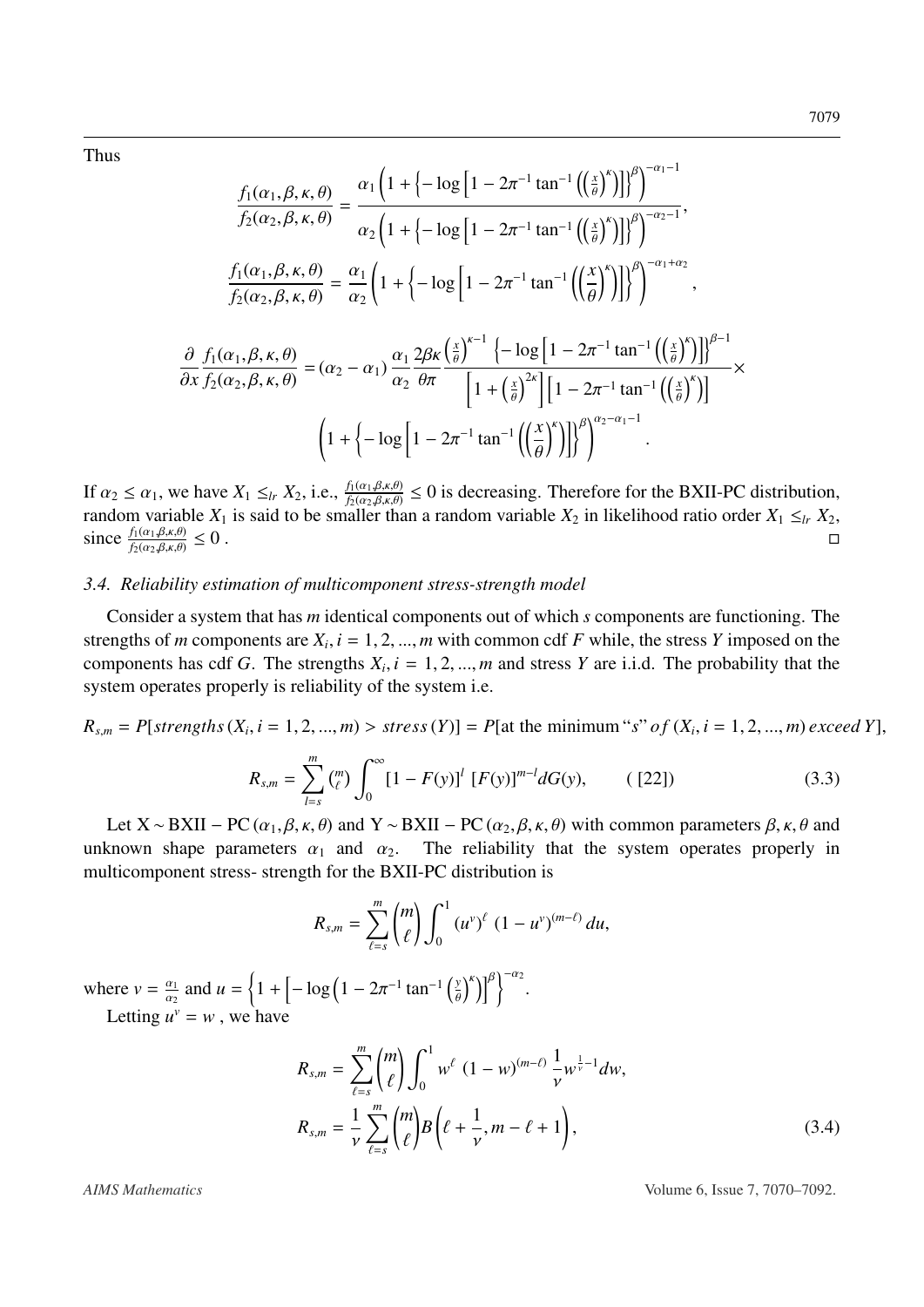Thus

$$\frac{f_1(\alpha_1,\beta,\kappa,\theta)}{f_2(\alpha_2,\beta,\kappa,\theta)} = \frac{\alpha_1\left(1+\left\{-\log\left[1-2\pi^{-1}\tan^{-1}\left(\left(\frac{x}{\theta}\right)^{\kappa}\right)\right]\right\}^{\beta}\right)^{-\alpha_1-1}}{\alpha_2\left(1+\left\{-\log\left[1-2\pi^{-1}\tan^{-1}\left(\left(\frac{x}{\theta}\right)^{\kappa}\right)\right]\right\}^{\beta}\right)^{-\alpha_2-1}},$$

$$\frac{f_1(\alpha_1,\beta,\kappa,\theta)}{f_2(\alpha_2,\beta,\kappa,\theta)} = \frac{\alpha_1}{\alpha_2}\left(1+\left\{-\log\left[1-2\pi^{-1}\tan^{-1}\left(\left(\frac{x}{\theta}\right)^{\kappa}\right)\right]\right\}^{\beta}\right)^{-\alpha_1+\alpha_2},$$

$$\frac{\partial}{\partial x}\frac{f_1(\alpha_1,\beta,\kappa,\theta)}{f_2(\alpha_2,\beta,\kappa,\theta)} = (\alpha_2-\alpha_1)\,\frac{\alpha_1}{\alpha_2}\,\frac{2\beta\kappa}{\theta\pi}\,\frac{\left(\frac{x}{\theta}\right)^{\kappa-1}\left\{-\log\left[1-2\pi^{-1}\tan^{-1}\left(\left(\frac{x}{\theta}\right)^{\kappa}\right)\right]\right\}^{\beta-1}}{\left[1+\left(\frac{x}{\theta}\right)^{2\kappa}\right]\left[1-2\pi^{-1}\tan^{-1}\left(\left(\frac{x}{\theta}\right)^{\kappa}\right)\right]}\times$$
$$\left(1+\left\{-\log\left[1-2\pi^{-1}\tan^{-1}\left(\left(\frac{x}{\theta}\right)^{\kappa}\right)\right]\right\}^{\beta}\right)^{\alpha_2-\alpha_1-1}.$$

If $\alpha_2 \leq \alpha_1$, we have $X_1 \leq_{lr} X_2$, i.e., $\frac{f_1(\alpha_1,\beta,\kappa,\theta)}{f_2(\alpha_2,\beta,\kappa,\theta)} \leq 0$ is decreasing. Therefore for the BXII-PC distribution, random variable $X_1$ is said to be smaller than a random variable $X_2$ in likelihood ratio order $X_1 \leq_{lr} X_2$, since $\frac{f_1(\alpha_1,\beta,\kappa,\theta)}{f_2(\alpha_2,\beta,\kappa,\theta)} \leq 0$ . □

### 3.4. Reliability estimation of multicomponent stress-strength model

Consider a system that has $m$ identical components out of which $s$ components are functioning. The strengths of $m$ components are $X_i, i = 1,2,...,m$ with common cdf $F$ while, the stress $Y$ imposed on the components has cdf $G$. The strengths $X_i, i = 1,2,...,m$ and stress $Y$ are i.i.d. The probability that the system operates properly is reliability of the system i.e.

$R_{s,m} = P[strengths\,(X_i, i = 1,2,...,m) > stress\,(Y)] = P$[at the minimum "$s$" $of\,(X_i, i = 1,2,...,m)\,exceed\,Y$],

$$R_{s,m} = \sum_{l=s}^{m}\binom{m}{\ell}\int_0^{\infty}[1-F(y)]^{l}\,[F(y)]^{m-l}dG(y), \qquad ([22]) \tag{3.3}$$

Let X ~ BXII − PC $(\alpha_1,\beta,\kappa,\theta)$ and Y ~ BXII − PC $(\alpha_2,\beta,\kappa,\theta)$ with common parameters $\beta,\kappa,\theta$ and unknown shape parameters $\alpha_1$ and $\alpha_2$. The reliability that the system operates properly in multicomponent stress- strength for the BXII-PC distribution is

$$R_{s,m} = \sum_{\ell=s}^{m}\binom{m}{\ell}\int_0^1 (u^{\nu})^{\ell}\,(1-u^{\nu})^{(m-\ell)}\,du,$$

where $\nu = \frac{\alpha_1}{\alpha_2}$ and $u = \left\{1+\left[-\log\left(1-2\pi^{-1}\tan^{-1}\left(\frac{y}{\theta}\right)^{\kappa}\right)\right]^{\beta}\right\}^{-\alpha_2}$.

Letting $u^{\nu} = w$ , we have

$$R_{s,m} = \sum_{\ell=s}^{m}\binom{m}{\ell}\int_0^1 w^{\ell}\,(1-w)^{(m-\ell)}\,\frac{1}{\nu}w^{\frac{1}{\nu}-1}dw,$$
$$R_{s,m} = \frac{1}{\nu}\sum_{\ell=s}^{m}\binom{m}{\ell}B\left(\ell+\frac{1}{\nu},m-\ell+1\right), \tag{3.4}$$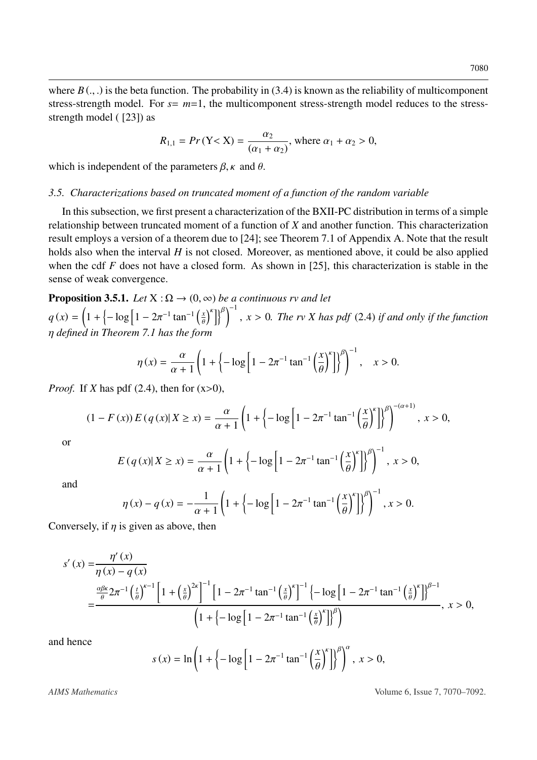where $B(.,.)$ is the beta function. The probability in (3.4) is known as the reliability of multicomponent stress-strength model. For $s= m=1$, the multicomponent stress-strength model reduces to the stress-strength model ( [23]) as

$$R_{1,1} = Pr\left(\mathrm{Y}<\mathrm{X}\right) = \frac{\alpha_2}{(\alpha_1+\alpha_2)}, \text{ where } \alpha_1+\alpha_2>0,$$

which is independent of the parameters $\beta, \kappa$ and $\theta$.

### 3.5. Characterizations based on truncated moment of a function of the random variable

In this subsection, we first present a characterization of the BXII-PC distribution in terms of a simple relationship between truncated moment of a function of $X$ and another function. This characterization result employs a version of a theorem due to [24]; see Theorem 7.1 of Appendix A. Note that the result holds also when the interval $H$ is not closed. Moreover, as mentioned above, it could be also applied when the cdf $F$ does not have a closed form. As shown in [25], this characterization is stable in the sense of weak convergence.

**Proposition 3.5.1.** *Let* $\mathrm{X}:\Omega\to(0,\infty)$ *be a continuous rv and let* $q(x) = \left(1+\left\{-\log\left[1-2\pi^{-1}\tan^{-1}\left(\frac{x}{\theta}\right)^{\kappa}\right]\right\}^{\beta}\right)^{-1}$, $x>0$. *The rv X has pdf* (2.4) *if and only if the function* $\eta$ *defined in Theorem 7.1 has the form*

$$\eta(x) = \frac{\alpha}{\alpha+1}\left(1+\left\{-\log\left[1-2\pi^{-1}\tan^{-1}\left(\frac{x}{\theta}\right)^{\kappa}\right]\right\}^{\beta}\right)^{-1}, \quad x>0.$$

*Proof.* If $X$ has pdf (2.4), then for (x>0),

$$(1-F(x))\,E\left(q(x)\middle|\, X\geq x\right) = \frac{\alpha}{\alpha+1}\left(1+\left\{-\log\left[1-2\pi^{-1}\tan^{-1}\left(\frac{x}{\theta}\right)^{\kappa}\right]\right\}^{\beta}\right)^{-(\alpha+1)}, \; x>0,$$

or

$$E\left(q(x)\middle|\, X\geq x\right) = \frac{\alpha}{\alpha+1}\left(1+\left\{-\log\left[1-2\pi^{-1}\tan^{-1}\left(\frac{x}{\theta}\right)^{\kappa}\right]\right\}^{\beta}\right)^{-1}, \; x>0,$$

and

$$\eta(x)-q(x) = -\frac{1}{\alpha+1}\left(1+\left\{-\log\left[1-2\pi^{-1}\tan^{-1}\left(\frac{x}{\theta}\right)^{\kappa}\right]\right\}^{\beta}\right)^{-1}, x>0.$$

Conversely, if $\eta$ is given as above, then

$$\begin{aligned}
s'(x) =& \frac{\eta'(x)}{\eta(x)-q(x)} \\
=& \frac{\frac{\alpha\beta\kappa}{\theta}2\pi^{-1}\left(\frac{t}{\theta}\right)^{\kappa-1}\left[1+\left(\frac{x}{\theta}\right)^{2\kappa}\right]^{-1}\left[1-2\pi^{-1}\tan^{-1}\left(\frac{x}{\theta}\right)^{\kappa}\right]^{-1}\left\{-\log\left[1-2\pi^{-1}\tan^{-1}\left(\frac{x}{\theta}\right)^{\kappa}\right]\right\}^{\beta-1}}{\left(1+\left\{-\log\left[1-2\pi^{-1}\tan^{-1}\left(\frac{x}{\theta}\right)^{\kappa}\right]\right\}^{\beta}\right)}, \; x>0,
\end{aligned}$$

and hence

$$s(x) = \ln\left(1+\left\{-\log\left[1-2\pi^{-1}\tan^{-1}\left(\frac{x}{\theta}\right)^{\kappa}\right]\right\}^{\beta}\right)^{\alpha}, \; x>0,$$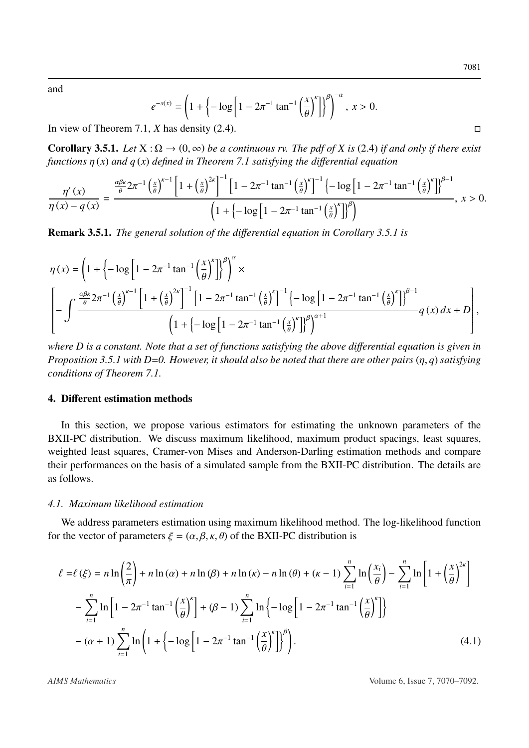and

$$e^{-s(x)} = \left(1 + \left\{-\log\left[1 - 2\pi^{-1}\tan^{-1}\left(\frac{x}{\theta}\right)^{\kappa}\right]\right\}^{\beta}\right)^{-\alpha}, \ x > 0.$$

In view of Theorem 7.1, $X$ has density (2.4). □

**Corollary 3.5.1.** *Let* $X : \Omega \to (0, \infty)$ *be a continuous rv. The pdf of X is* (2.4) *if and only if there exist functions* $\eta(x)$ *and* $q(x)$ *defined in Theorem 7.1 satisfying the differential equation*

$$\frac{\eta'(x)}{\eta(x) - q(x)} = \frac{\frac{\alpha\beta\kappa}{\theta} 2\pi^{-1}\left(\frac{x}{\theta}\right)^{\kappa-1}\left[1 + \left(\frac{x}{\theta}\right)^{2\kappa}\right]^{-1}\left[1 - 2\pi^{-1}\tan^{-1}\left(\frac{x}{\theta}\right)^{\kappa}\right]^{-1}\left\{-\log\left[1 - 2\pi^{-1}\tan^{-1}\left(\frac{x}{\theta}\right)^{\kappa}\right]\right\}^{\beta-1}}{\left(1 + \left\{-\log\left[1 - 2\pi^{-1}\tan^{-1}\left(\frac{x}{\theta}\right)^{\kappa}\right]\right\}^{\beta}\right)}, \ x > 0.$$

**Remark 3.5.1.** *The general solution of the differential equation in Corollary 3.5.1 is*

$$\eta(x) = \left(1 + \left\{-\log\left[1 - 2\pi^{-1}\tan^{-1}\left(\frac{x}{\theta}\right)^{\kappa}\right]\right\}^{\beta}\right)^{\alpha} \times$$
$$\left[-\int \frac{\frac{\alpha\beta\kappa}{\theta} 2\pi^{-1}\left(\frac{x}{\theta}\right)^{\kappa-1}\left[1 + \left(\frac{x}{\theta}\right)^{2\kappa}\right]^{-1}\left[1 - 2\pi^{-1}\tan^{-1}\left(\frac{x}{\theta}\right)^{\kappa}\right]^{-1}\left\{-\log\left[1 - 2\pi^{-1}\tan^{-1}\left(\frac{x}{\theta}\right)^{\kappa}\right]\right\}^{\beta-1}}{\left(1 + \left\{-\log\left[1 - 2\pi^{-1}\tan^{-1}\left(\frac{x}{\theta}\right)^{\kappa}\right]\right\}^{\beta}\right)^{\alpha+1}} q(x)\, dx + D\right],$$

*where D is a constant. Note that a set of functions satisfying the above differential equation is given in Proposition 3.5.1 with D=0. However, it should also be noted that there are other pairs* $(\eta, q)$ *satisfying conditions of Theorem 7.1.*

## 4. Different estimation methods

In this section, we propose various estimators for estimating the unknown parameters of the BXII-PC distribution. We discuss maximum likelihood, maximum product spacings, least squares, weighted least squares, Cramer-von Mises and Anderson-Darling estimation methods and compare their performances on the basis of a simulated sample from the BXII-PC distribution. The details are as follows.

### 4.1. Maximum likelihood estimation

We address parameters estimation using maximum likelihood method. The log-likelihood function for the vector of parameters $\xi = (\alpha, \beta, \kappa, \theta)$ of the BXII-PC distribution is

$$\begin{aligned}
\ell = \ell(\xi) = {} & n\ln\left(\frac{2}{\pi}\right) + n\ln(\alpha) + n\ln(\beta) + n\ln(\kappa) - n\ln(\theta) + (\kappa - 1)\sum_{i=1}^{n}\ln\left(\frac{x_i}{\theta}\right) - \sum_{i=1}^{n}\ln\left[1 + \left(\frac{x}{\theta}\right)^{2\kappa}\right] \\
& - \sum_{i=1}^{n}\ln\left[1 - 2\pi^{-1}\tan^{-1}\left(\frac{x}{\theta}\right)^{\kappa}\right] + (\beta - 1)\sum_{i=1}^{n}\ln\left\{-\log\left[1 - 2\pi^{-1}\tan^{-1}\left(\frac{x}{\theta}\right)^{\kappa}\right]\right\} \\
& - (\alpha + 1)\sum_{i=1}^{n}\ln\left(1 + \left\{-\log\left[1 - 2\pi^{-1}\tan^{-1}\left(\frac{x}{\theta}\right)^{\kappa}\right]\right\}^{\beta}\right).
\end{aligned} \tag{4.1}$$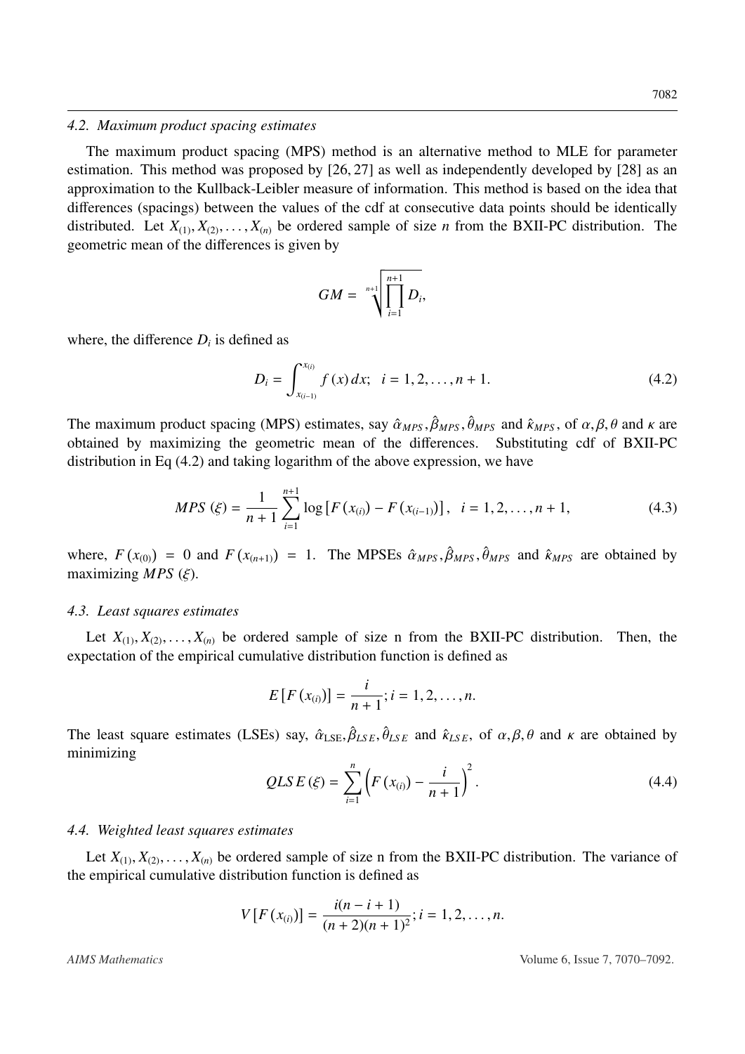### 4.2. Maximum product spacing estimates

The maximum product spacing (MPS) method is an alternative method to MLE for parameter estimation. This method was proposed by [26, 27] as well as independently developed by [28] as an approximation to the Kullback-Leibler measure of information. This method is based on the idea that differences (spacings) between the values of the cdf at consecutive data points should be identically distributed. Let $X_{(1)}, X_{(2)}, \ldots, X_{(n)}$ be ordered sample of size $n$ from the BXII-PC distribution. The geometric mean of the differences is given by

$$GM = \sqrt[n+1]{\prod_{i=1}^{n+1} D_i},$$

where, the difference $D_i$ is defined as

$$D_i = \int_{x_{(i-1)}}^{x_{(i)}} f(x)\, dx; \quad i = 1, 2, \ldots, n+1. \tag{4.2}$$

The maximum product spacing (MPS) estimates, say $\hat{\alpha}_{MPS}, \hat{\beta}_{MPS}, \hat{\theta}_{MPS}$ and $\hat{\kappa}_{MPS}$, of $\alpha, \beta, \theta$ and $\kappa$ are obtained by maximizing the geometric mean of the differences. Substituting cdf of BXII-PC distribution in Eq (4.2) and taking logarithm of the above expression, we have

$$MPS\,(\xi) = \frac{1}{n+1} \sum_{i=1}^{n+1} \log\left[F\left(x_{(i)}\right) - F\left(x_{(i-1)}\right)\right], \quad i = 1, 2, \ldots, n+1, \tag{4.3}$$

where, $F\left(x_{(0)}\right) = 0$ and $F\left(x_{(n+1)}\right) = 1$. The MPSEs $\hat{\alpha}_{MPS}, \hat{\beta}_{MPS}, \hat{\theta}_{MPS}$ and $\hat{\kappa}_{MPS}$ are obtained by maximizing $MPS\,(\xi)$.

### 4.3. Least squares estimates

Let $X_{(1)}, X_{(2)}, \ldots, X_{(n)}$ be ordered sample of size n from the BXII-PC distribution. Then, the expectation of the empirical cumulative distribution function is defined as

$$E\left[F\left(x_{(i)}\right)\right] = \frac{i}{n+1}; i = 1, 2, \ldots, n.$$

The least square estimates (LSEs) say, $\hat{\alpha}_{\text{LSE}}, \hat{\beta}_{LSE}, \hat{\theta}_{LSE}$ and $\hat{\kappa}_{LSE}$, of $\alpha, \beta, \theta$ and $\kappa$ are obtained by minimizing

$$QLSE\,(\xi) = \sum_{i=1}^{n} \left(F\left(x_{(i)}\right) - \frac{i}{n+1}\right)^2. \tag{4.4}$$

### 4.4. Weighted least squares estimates

Let $X_{(1)}, X_{(2)}, \ldots, X_{(n)}$ be ordered sample of size n from the BXII-PC distribution. The variance of the empirical cumulative distribution function is defined as

$$V\left[F\left(x_{(i)}\right)\right] = \frac{i(n-i+1)}{(n+2)(n+1)^2}; i = 1, 2, \ldots, n.$$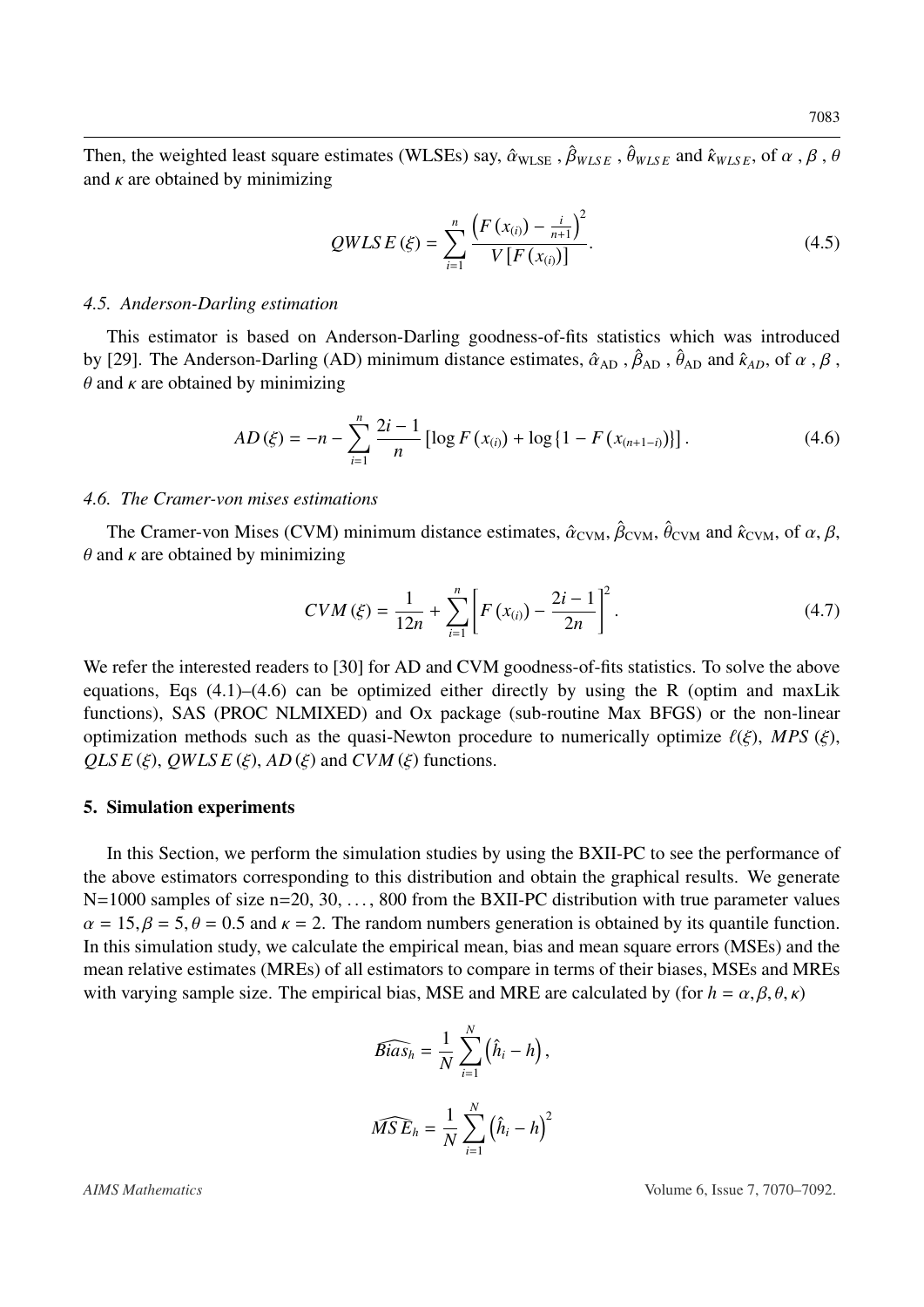Then, the weighted least square estimates (WLSEs) say, $\hat{\alpha}_{\text{WLSE}}$ , $\hat{\beta}_{WLSE}$ , $\hat{\theta}_{WLSE}$ and $\hat{\kappa}_{WLSE}$, of $\alpha$ , $\beta$ , $\theta$ and $\kappa$ are obtained by minimizing

$$QWLSE(\xi) = \sum_{i=1}^{n} \frac{\left(F\left(x_{(i)}\right) - \frac{i}{n+1}\right)^2}{V\left[F\left(x_{(i)}\right)\right]}. \tag{4.5}$$

### 4.5. Anderson-Darling estimation

This estimator is based on Anderson-Darling goodness-of-fits statistics which was introduced by [29]. The Anderson-Darling (AD) minimum distance estimates, $\hat{\alpha}_{\text{AD}}$ , $\hat{\beta}_{\text{AD}}$ , $\hat{\theta}_{\text{AD}}$ and $\hat{\kappa}_{AD}$, of $\alpha$ , $\beta$ , $\theta$ and $\kappa$ are obtained by minimizing

$$AD(\xi) = -n - \sum_{i=1}^{n} \frac{2i-1}{n} \left[\log F\left(x_{(i)}\right) + \log\left\{1 - F\left(x_{(n+1-i)}\right)\right\}\right]. \tag{4.6}$$

### 4.6. The Cramer-von mises estimations

The Cramer-von Mises (CVM) minimum distance estimates, $\hat{\alpha}_{\text{CVM}}$, $\hat{\beta}_{\text{CVM}}$, $\hat{\theta}_{\text{CVM}}$ and $\hat{\kappa}_{\text{CVM}}$, of $\alpha, \beta$, $\theta$ and $\kappa$ are obtained by minimizing

$$CVM(\xi) = \frac{1}{12n} + \sum_{i=1}^{n} \left[F\left(x_{(i)}\right) - \frac{2i-1}{2n}\right]^2. \tag{4.7}$$

We refer the interested readers to [30] for AD and CVM goodness-of-fits statistics. To solve the above equations, Eqs (4.1)–(4.6) can be optimized either directly by using the R (optim and maxLik functions), SAS (PROC NLMIXED) and Ox package (sub-routine Max BFGS) or the non-linear optimization methods such as the quasi-Newton procedure to numerically optimize $\ell(\xi)$, $MPS(\xi)$, $QLSE(\xi)$, $QWLSE(\xi)$, $AD(\xi)$ and $CVM(\xi)$ functions.

## 5. Simulation experiments

In this Section, we perform the simulation studies by using the BXII-PC to see the performance of the above estimators corresponding to this distribution and obtain the graphical results. We generate N=1000 samples of size n=20, 30, …, 800 from the BXII-PC distribution with true parameter values $\alpha = 15, \beta = 5, \theta = 0.5$ and $\kappa = 2$. The random numbers generation is obtained by its quantile function. In this simulation study, we calculate the empirical mean, bias and mean square errors (MSEs) and the mean relative estimates (MREs) of all estimators to compare in terms of their biases, MSEs and MREs with varying sample size. The empirical bias, MSE and MRE are calculated by (for $h = \alpha, \beta, \theta, \kappa$)

$$\widehat{Bias}_h = \frac{1}{N} \sum_{i=1}^{N} \left(\hat{h}_i - h\right),$$

$$\widehat{MSE}_h = \frac{1}{N} \sum_{i=1}^{N} \left(\hat{h}_i - h\right)^2$$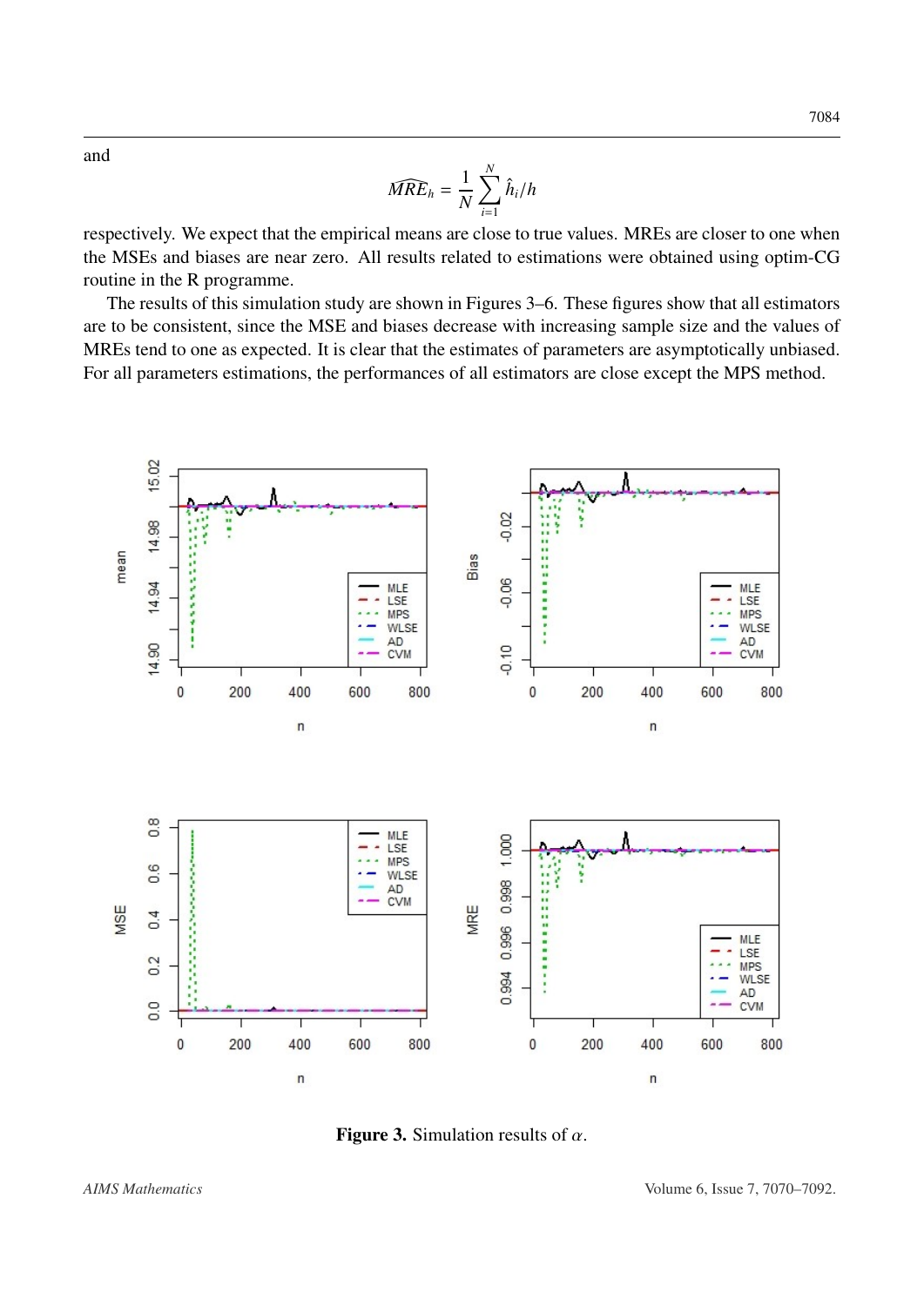and

$$\widehat{MRE}_h = \frac{1}{N}\sum_{i=1}^{N} \hat{h}_i / h$$

respectively. We expect that the empirical means are close to true values. MREs are closer to one when the MSEs and biases are near zero. All results related to estimations were obtained using optim-CG routine in the R programme.

The results of this simulation study are shown in Figures 3–6. These figures show that all estimators are to be consistent, since the MSE and biases decrease with increasing sample size and the values of MREs tend to one as expected. It is clear that the estimates of parameters are asymptotically unbiased. For all parameters estimations, the performances of all estimators are close except the MPS method.

**Figure 3.** Simulation results of $\alpha$.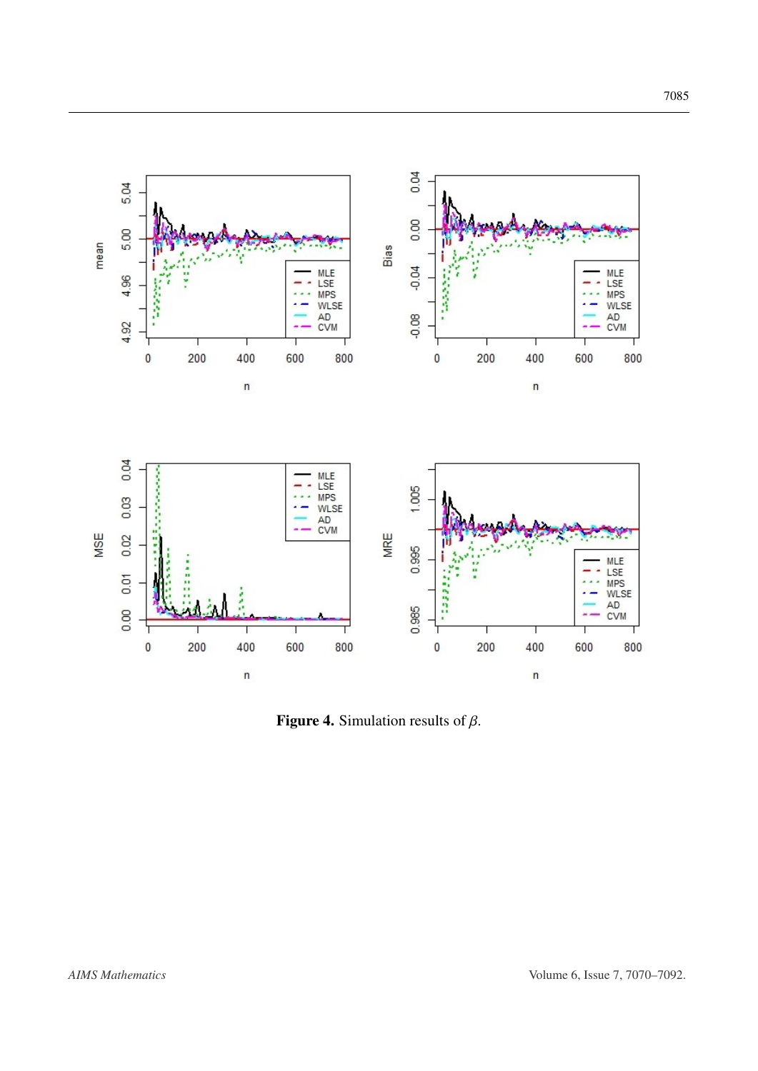**Figure 4.** Simulation results of $\beta$.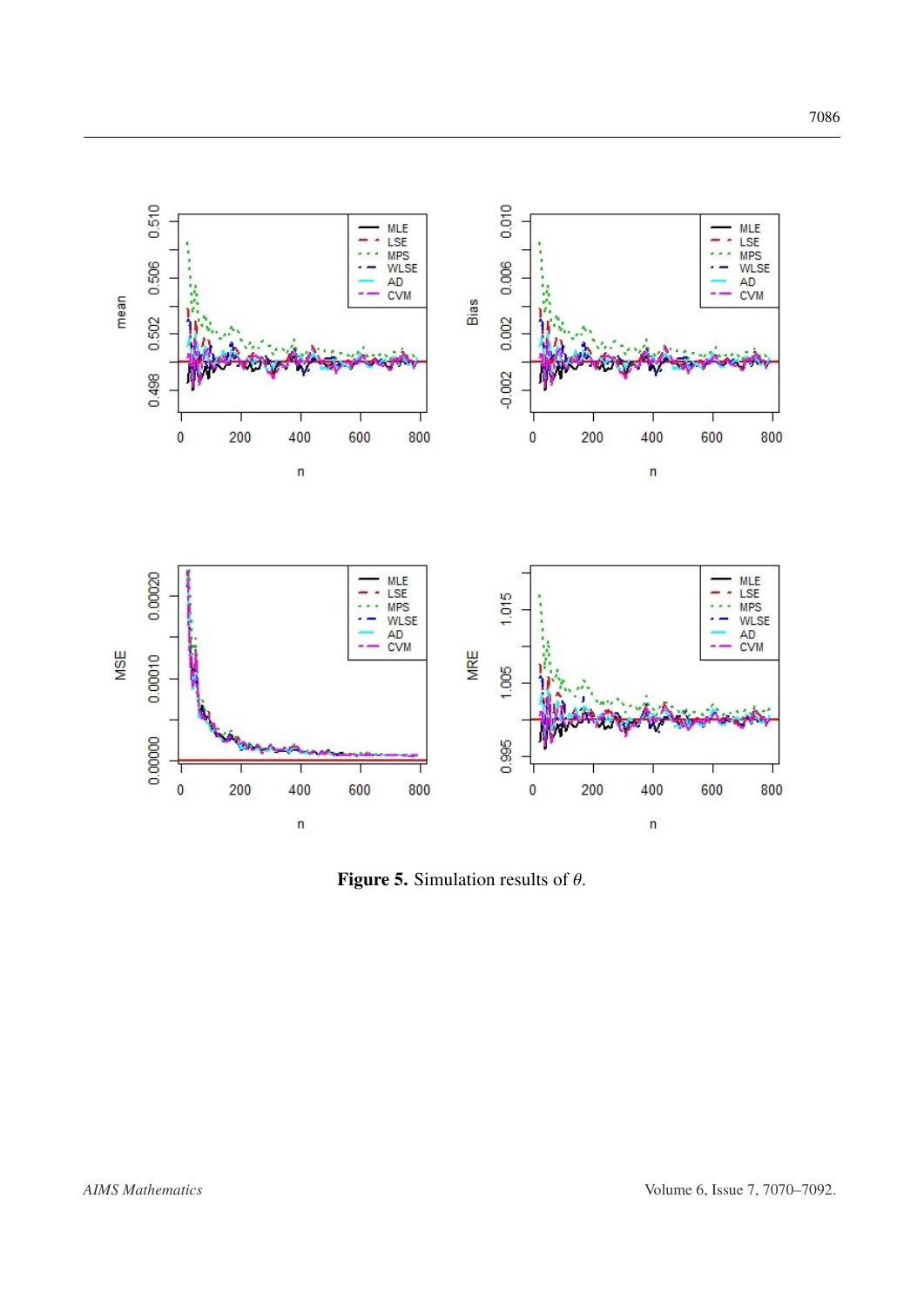Figure 5. Simulation results of $\theta$.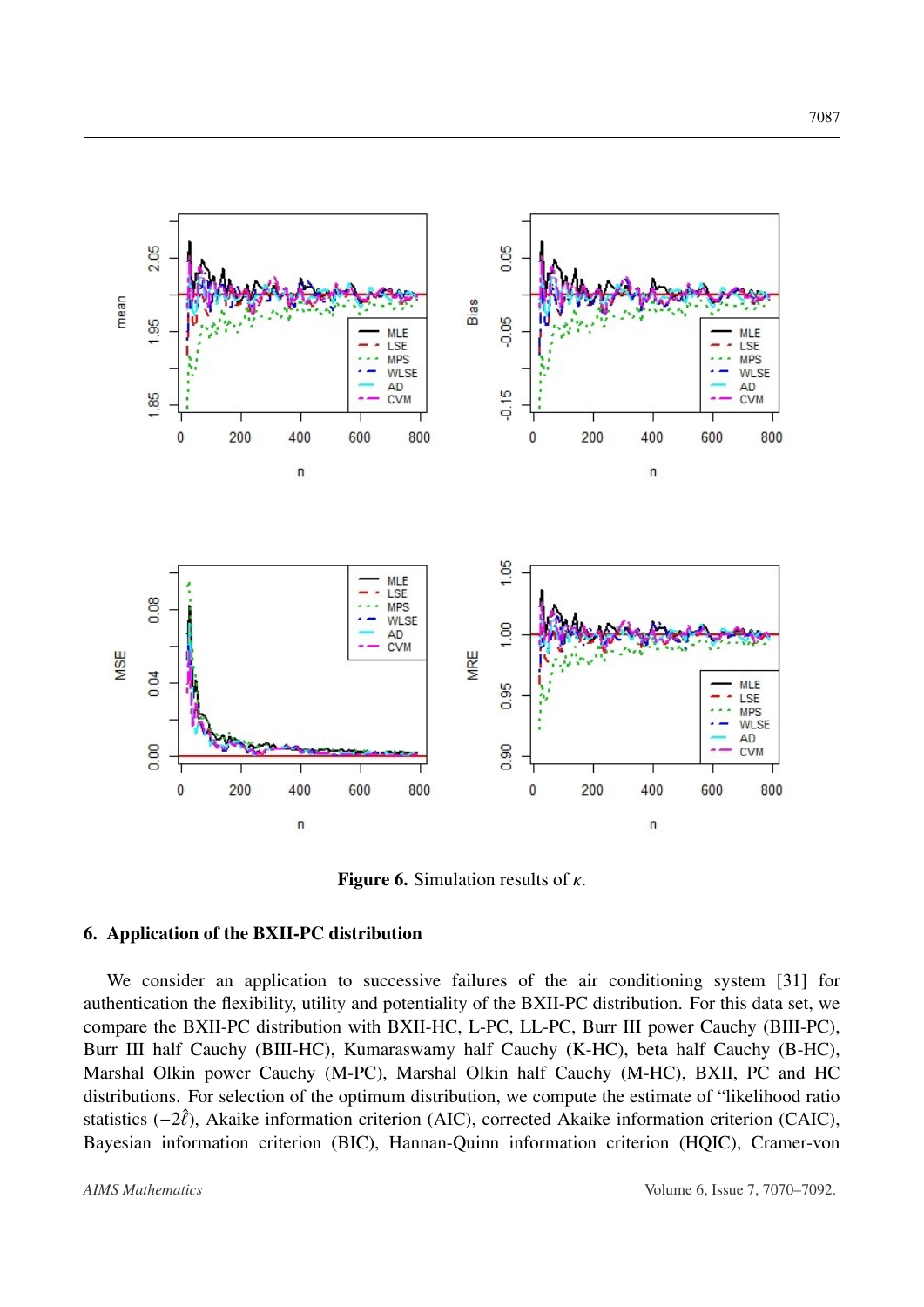Figure 6. Simulation results of $\kappa$.

## 6. Application of the BXII-PC distribution

We consider an application to successive failures of the air conditioning system [31] for authentication the flexibility, utility and potentiality of the BXII-PC distribution. For this data set, we compare the BXII-PC distribution with BXII-HC, L-PC, LL-PC, Burr III power Cauchy (BIII-PC), Burr III half Cauchy (BIII-HC), Kumaraswamy half Cauchy (K-HC), beta half Cauchy (B-HC), Marshal Olkin power Cauchy (M-PC), Marshal Olkin half Cauchy (M-HC), BXII, PC and HC distributions. For selection of the optimum distribution, we compute the estimate of "likelihood ratio statistics $(-2\hat{\ell})$, Akaike information criterion (AIC), corrected Akaike information criterion (CAIC), Bayesian information criterion (BIC), Hannan-Quinn information criterion (HQIC), Cramer-von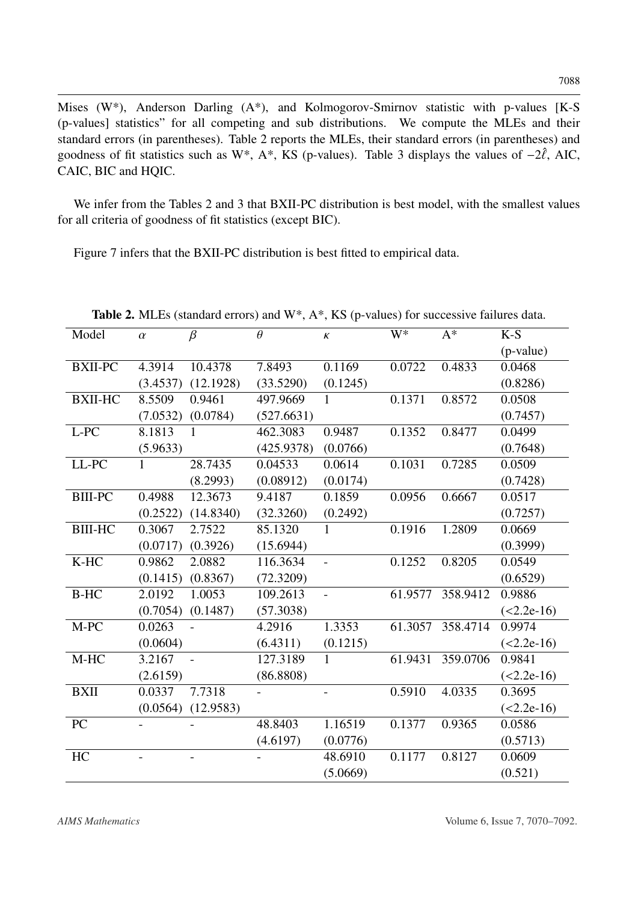Mises (W*), Anderson Darling (A*), and Kolmogorov-Smirnov statistic with p-values [K-S (p-values] statistics" for all competing and sub distributions. We compute the MLEs and their standard errors (in parentheses). Table 2 reports the MLEs, their standard errors (in parentheses) and goodness of fit statistics such as W*, A*, KS (p-values). Table 3 displays the values of $-2\hat{\ell}$, AIC, CAIC, BIC and HQIC.

We infer from the Tables 2 and 3 that BXII-PC distribution is best model, with the smallest values for all criteria of goodness of fit statistics (except BIC).

Figure 7 infers that the BXII-PC distribution is best fitted to empirical data.

**Table 2.** MLEs (standard errors) and W*, A*, KS (p-values) for successive failures data.

| Model | $\alpha$ | $\beta$ | $\theta$ | $\kappa$ | W* | A* | K-S (p-value) |
|---|---|---|---|---|---|---|---|
| BXII-PC | 4.3914 | 10.4378 | 7.8493 | 0.1169 | 0.0722 | 0.4833 | 0.0468 |
| | (3.4537) | (12.1928) | (33.5290) | (0.1245) | | | (0.8286) |
| BXII-HC | 8.5509 | 0.9461 | 497.9669 | 1 | 0.1371 | 0.8572 | 0.0508 |
| | (7.0532) | (0.0784) | (527.6631) | | | | (0.7457) |
| L-PC | 8.1813 | 1 | 462.3083 | 0.9487 | 0.1352 | 0.8477 | 0.0499 |
| | (5.9633) | | (425.9378) | (0.0766) | | | (0.7648) |
| LL-PC | 1 | 28.7435 | 0.04533 | 0.0614 | 0.1031 | 0.7285 | 0.0509 |
| | | (8.2993) | (0.08912) | (0.0174) | | | (0.7428) |
| BIII-PC | 0.4988 | 12.3673 | 9.4187 | 0.1859 | 0.0956 | 0.6667 | 0.0517 |
| | (0.2522) | (14.8340) | (32.3260) | (0.2492) | | | (0.7257) |
| BIII-HC | 0.3067 | 2.7522 | 85.1320 | 1 | 0.1916 | 1.2809 | 0.0669 |
| | (0.0717) | (0.3926) | (15.6944) | | | | (0.3999) |
| K-HC | 0.9862 | 2.0882 | 116.3634 | - | 0.1252 | 0.8205 | 0.0549 |
| | (0.1415) | (0.8367) | (72.3209) | | | | (0.6529) |
| B-HC | 2.0192 | 1.0053 | 109.2613 | - | 61.9577 | 358.9412 | 0.9886 |
| | (0.7054) | (0.1487) | (57.3038) | | | | (<2.2e-16) |
| M-PC | 0.0263 | - | 4.2916 | 1.3353 | 61.3057 | 358.4714 | 0.9974 |
| | (0.0604) | | (6.4311) | (0.1215) | | | (<2.2e-16) |
| M-HC | 3.2167 | - | 127.3189 | 1 | 61.9431 | 359.0706 | 0.9841 |
| | (2.6159) | | (86.8808) | | | | (<2.2e-16) |
| BXII | 0.0337 | 7.7318 | - | - | 0.5910 | 4.0335 | 0.3695 |
| | (0.0564) | (12.9583) | | | | | (<2.2e-16) |
| PC | - | - | 48.8403 | 1.16519 | 0.1377 | 0.9365 | 0.0586 |
| | | | (4.6197) | (0.0776) | | | (0.5713) |
| HC | - | - | - | 48.6910 | 0.1177 | 0.8127 | 0.0609 |
| | | | | (5.0669) | | | (0.521) |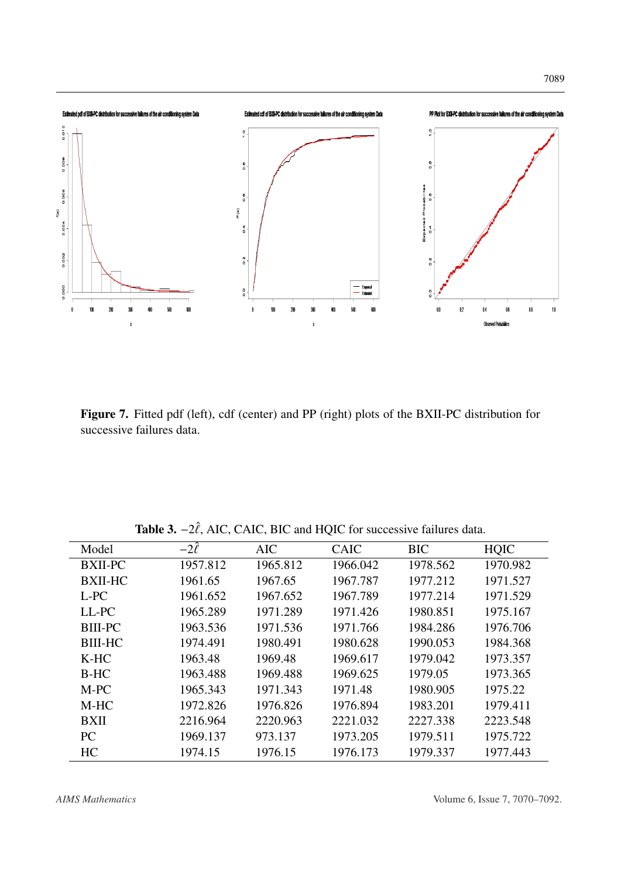**Figure 7.** Fitted pdf (left), cdf (center) and PP (right) plots of the BXII-PC distribution for successive failures data.

**Table 3.** $-2\hat{\ell}$, AIC, CAIC, BIC and HQIC for successive failures data.

| Model | $-2\hat{\ell}$ | AIC | CAIC | BIC | HQIC |
|---|---|---|---|---|---|
| BXII-PC | 1957.812 | 1965.812 | 1966.042 | 1978.562 | 1970.982 |
| BXII-HC | 1961.65 | 1967.65 | 1967.787 | 1977.212 | 1971.527 |
| L-PC | 1961.652 | 1967.652 | 1967.789 | 1977.214 | 1971.529 |
| LL-PC | 1965.289 | 1971.289 | 1971.426 | 1980.851 | 1975.167 |
| BIII-PC | 1963.536 | 1971.536 | 1971.766 | 1984.286 | 1976.706 |
| BIII-HC | 1974.491 | 1980.491 | 1980.628 | 1990.053 | 1984.368 |
| K-HC | 1963.48 | 1969.48 | 1969.617 | 1979.042 | 1973.357 |
| B-HC | 1963.488 | 1969.488 | 1969.625 | 1979.05 | 1973.365 |
| M-PC | 1965.343 | 1971.343 | 1971.48 | 1980.905 | 1975.22 |
| M-HC | 1972.826 | 1976.826 | 1976.894 | 1983.201 | 1979.411 |
| BXII | 2216.964 | 2220.963 | 2221.032 | 2227.338 | 2223.548 |
| PC | 1969.137 | 973.137 | 1973.205 | 1979.511 | 1975.722 |
| HC | 1974.15 | 1976.15 | 1976.173 | 1979.337 | 1977.443 |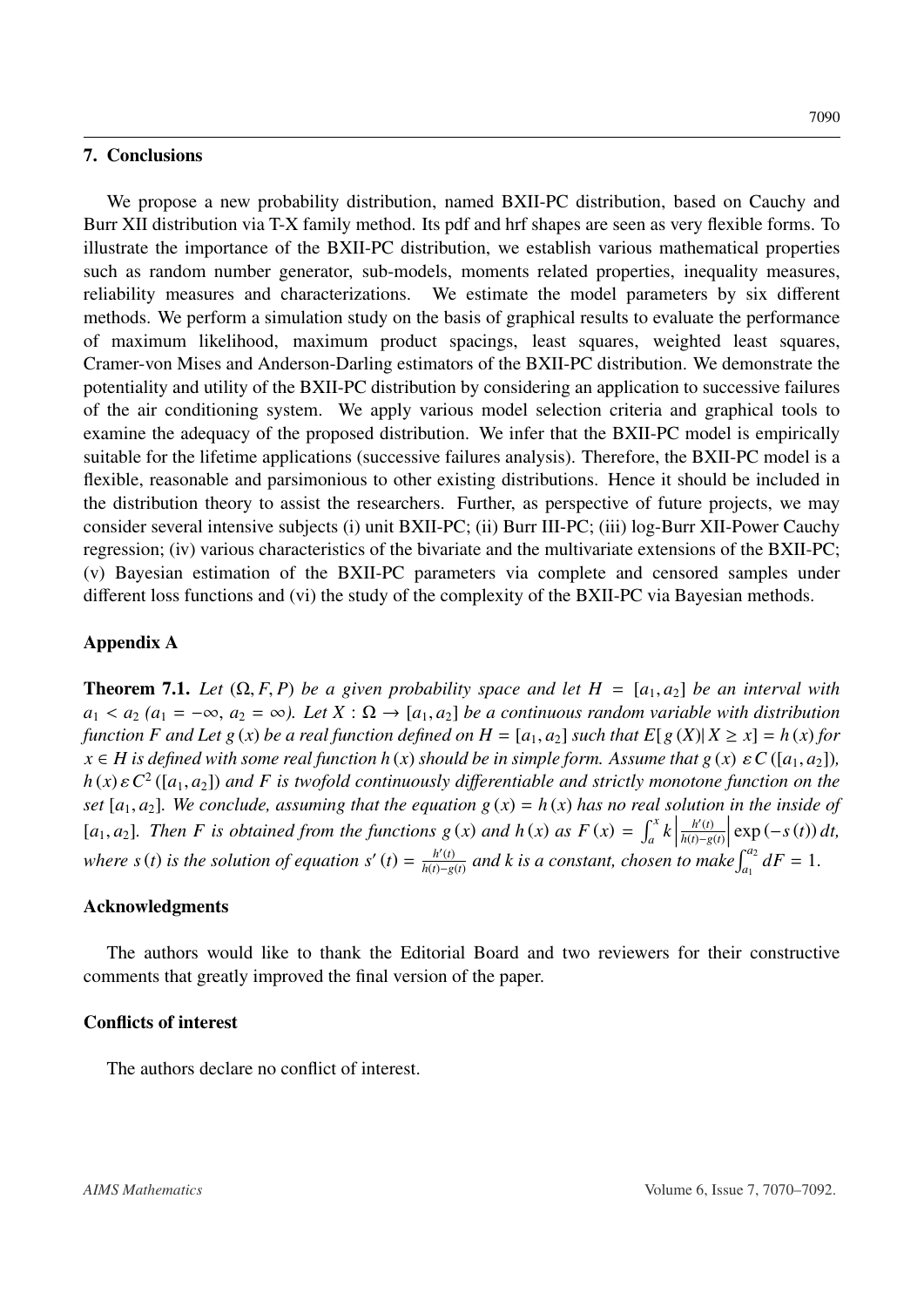## 7. Conclusions

We propose a new probability distribution, named BXII-PC distribution, based on Cauchy and Burr XII distribution via T-X family method. Its pdf and hrf shapes are seen as very flexible forms. To illustrate the importance of the BXII-PC distribution, we establish various mathematical properties such as random number generator, sub-models, moments related properties, inequality measures, reliability measures and characterizations. We estimate the model parameters by six different methods. We perform a simulation study on the basis of graphical results to evaluate the performance of maximum likelihood, maximum product spacings, least squares, weighted least squares, Cramer-von Mises and Anderson-Darling estimators of the BXII-PC distribution. We demonstrate the potentiality and utility of the BXII-PC distribution by considering an application to successive failures of the air conditioning system. We apply various model selection criteria and graphical tools to examine the adequacy of the proposed distribution. We infer that the BXII-PC model is empirically suitable for the lifetime applications (successive failures analysis). Therefore, the BXII-PC model is a flexible, reasonable and parsimonious to other existing distributions. Hence it should be included in the distribution theory to assist the researchers. Further, as perspective of future projects, we may consider several intensive subjects (i) unit BXII-PC; (ii) Burr III-PC; (iii) log-Burr XII-Power Cauchy regression; (iv) various characteristics of the bivariate and the multivariate extensions of the BXII-PC; (v) Bayesian estimation of the BXII-PC parameters via complete and censored samples under different loss functions and (vi) the study of the complexity of the BXII-PC via Bayesian methods.

## Appendix A

**Theorem 7.1.** *Let $(\Omega, F, P)$ be a given probability space and let $H = [a_1, a_2]$ be an interval with $a_1 < a_2$ ($a_1 = -\infty$, $a_2 = \infty$). Let $X : \Omega \to [a_1, a_2]$ be a continuous random variable with distribution function $F$ and Let $g(x)$ be a real function defined on $H = [a_1, a_2]$ such that $E[g(X)| X \geq x] = h(x)$ for $x \in H$ is defined with some real function $h(x)$ should be in simple form. Assume that $g(x)\, \varepsilon\, C([a_1, a_2])$, $h(x)\, \varepsilon\, C^2([a_1, a_2])$ and $F$ is twofold continuously differentiable and strictly monotone function on the set $[a_1, a_2]$. We conclude, assuming that the equation $g(x) = h(x)$ has no real solution in the inside of $[a_1, a_2]$. Then $F$ is obtained from the functions $g(x)$ and $h(x)$ as $F(x) = \int_a^x k \left| \frac{h'(t)}{h(t)-g(t)} \right| \exp(-s(t))\, dt$, where $s(t)$ is the solution of equation $s'(t) = \frac{h'(t)}{h(t)-g(t)}$ and $k$ is a constant, chosen to make $\int_{a_1}^{a_2} dF = 1$.*

## Acknowledgments

The authors would like to thank the Editorial Board and two reviewers for their constructive comments that greatly improved the final version of the paper.

## Conflicts of interest

The authors declare no conflict of interest.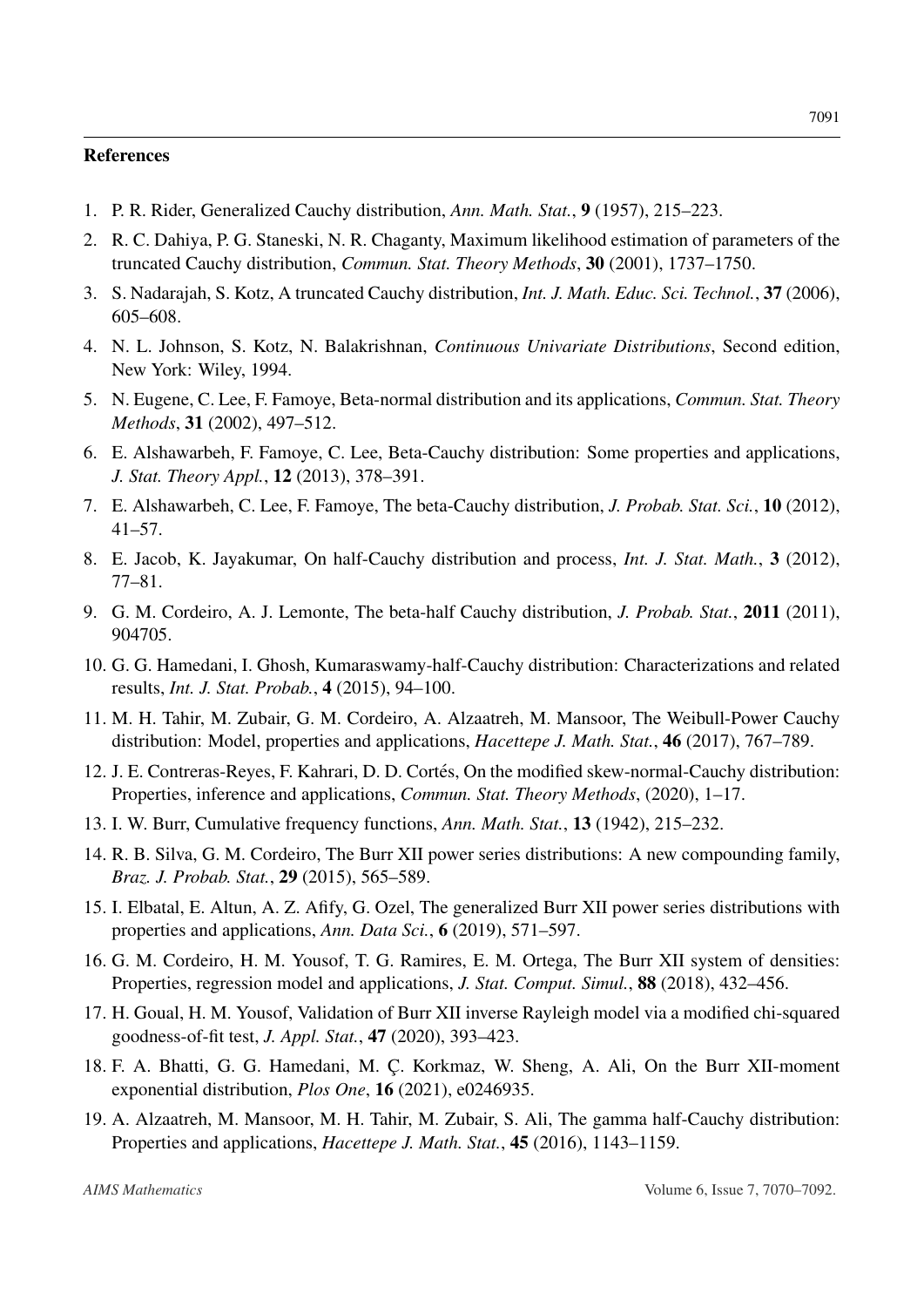## References

1. P. R. Rider, Generalized Cauchy distribution, *Ann. Math. Stat.*, **9** (1957), 215–223.
2. R. C. Dahiya, P. G. Staneski, N. R. Chaganty, Maximum likelihood estimation of parameters of the truncated Cauchy distribution, *Commun. Stat. Theory Methods*, **30** (2001), 1737–1750.
3. S. Nadarajah, S. Kotz, A truncated Cauchy distribution, *Int. J. Math. Educ. Sci. Technol.*, **37** (2006), 605–608.
4. N. L. Johnson, S. Kotz, N. Balakrishnan, *Continuous Univariate Distributions*, Second edition, New York: Wiley, 1994.
5. N. Eugene, C. Lee, F. Famoye, Beta-normal distribution and its applications, *Commun. Stat. Theory Methods*, **31** (2002), 497–512.
6. E. Alshawarbeh, F. Famoye, C. Lee, Beta-Cauchy distribution: Some properties and applications, *J. Stat. Theory Appl.*, **12** (2013), 378–391.
7. E. Alshawarbeh, C. Lee, F. Famoye, The beta-Cauchy distribution, *J. Probab. Stat. Sci.*, **10** (2012), 41–57.
8. E. Jacob, K. Jayakumar, On half-Cauchy distribution and process, *Int. J. Stat. Math.*, **3** (2012), 77–81.
9. G. M. Cordeiro, A. J. Lemonte, The beta-half Cauchy distribution, *J. Probab. Stat.*, **2011** (2011), 904705.
10. G. G. Hamedani, I. Ghosh, Kumaraswamy-half-Cauchy distribution: Characterizations and related results, *Int. J. Stat. Probab.*, **4** (2015), 94–100.
11. M. H. Tahir, M. Zubair, G. M. Cordeiro, A. Alzaatreh, M. Mansoor, The Weibull-Power Cauchy distribution: Model, properties and applications, *Hacettepe J. Math. Stat.*, **46** (2017), 767–789.
12. J. E. Contreras-Reyes, F. Kahrari, D. D. Cortés, On the modified skew-normal-Cauchy distribution: Properties, inference and applications, *Commun. Stat. Theory Methods*, (2020), 1–17.
13. I. W. Burr, Cumulative frequency functions, *Ann. Math. Stat.*, **13** (1942), 215–232.
14. R. B. Silva, G. M. Cordeiro, The Burr XII power series distributions: A new compounding family, *Braz. J. Probab. Stat.*, **29** (2015), 565–589.
15. I. Elbatal, E. Altun, A. Z. Afify, G. Ozel, The generalized Burr XII power series distributions with properties and applications, *Ann. Data Sci.*, **6** (2019), 571–597.
16. G. M. Cordeiro, H. M. Yousof, T. G. Ramires, E. M. Ortega, The Burr XII system of densities: Properties, regression model and applications, *J. Stat. Comput. Simul.*, **88** (2018), 432–456.
17. H. Goual, H. M. Yousof, Validation of Burr XII inverse Rayleigh model via a modified chi-squared goodness-of-fit test, *J. Appl. Stat.*, **47** (2020), 393–423.
18. F. A. Bhatti, G. G. Hamedani, M. Ç. Korkmaz, W. Sheng, A. Ali, On the Burr XII-moment exponential distribution, *Plos One*, **16** (2021), e0246935.
19. A. Alzaatreh, M. Mansoor, M. H. Tahir, M. Zubair, S. Ali, The gamma half-Cauchy distribution: Properties and applications, *Hacettepe J. Math. Stat.*, **45** (2016), 1143–1159.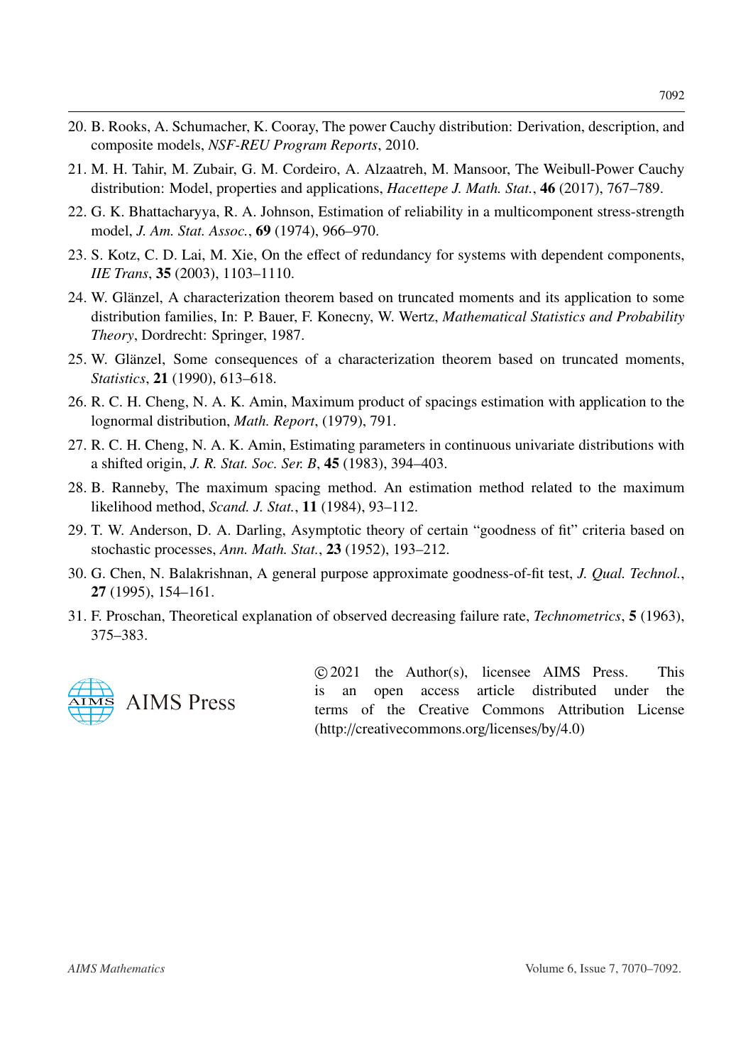20. B. Rooks, A. Schumacher, K. Cooray, The power Cauchy distribution: Derivation, description, and composite models, *NSF-REU Program Reports*, 2010.
21. M. H. Tahir, M. Zubair, G. M. Cordeiro, A. Alzaatreh, M. Mansoor, The Weibull-Power Cauchy distribution: Model, properties and applications, *Hacettepe J. Math. Stat.*, **46** (2017), 767–789.
22. G. K. Bhattacharyya, R. A. Johnson, Estimation of reliability in a multicomponent stress-strength model, *J. Am. Stat. Assoc.*, **69** (1974), 966–970.
23. S. Kotz, C. D. Lai, M. Xie, On the effect of redundancy for systems with dependent components, *IIE Trans*, **35** (2003), 1103–1110.
24. W. Glänzel, A characterization theorem based on truncated moments and its application to some distribution families, In: P. Bauer, F. Konecny, W. Wertz, *Mathematical Statistics and Probability Theory*, Dordrecht: Springer, 1987.
25. W. Glänzel, Some consequences of a characterization theorem based on truncated moments, *Statistics*, **21** (1990), 613–618.
26. R. C. H. Cheng, N. A. K. Amin, Maximum product of spacings estimation with application to the lognormal distribution, *Math. Report*, (1979), 791.
27. R. C. H. Cheng, N. A. K. Amin, Estimating parameters in continuous univariate distributions with a shifted origin, *J. R. Stat. Soc. Ser. B*, **45** (1983), 394–403.
28. B. Ranneby, The maximum spacing method. An estimation method related to the maximum likelihood method, *Scand. J. Stat.*, **11** (1984), 93–112.
29. T. W. Anderson, D. A. Darling, Asymptotic theory of certain "goodness of fit" criteria based on stochastic processes, *Ann. Math. Stat.*, **23** (1952), 193–212.
30. G. Chen, N. Balakrishnan, A general purpose approximate goodness-of-fit test, *J. Qual. Technol.*, **27** (1995), 154–161.
31. F. Proschan, Theoretical explanation of observed decreasing failure rate, *Technometrics*, **5** (1963), 375–383.

AIMS Press

© 2021 the Author(s), licensee AIMS Press. This is an open access article distributed under the terms of the Creative Commons Attribution License (http://creativecommons.org/licenses/by/4.0)